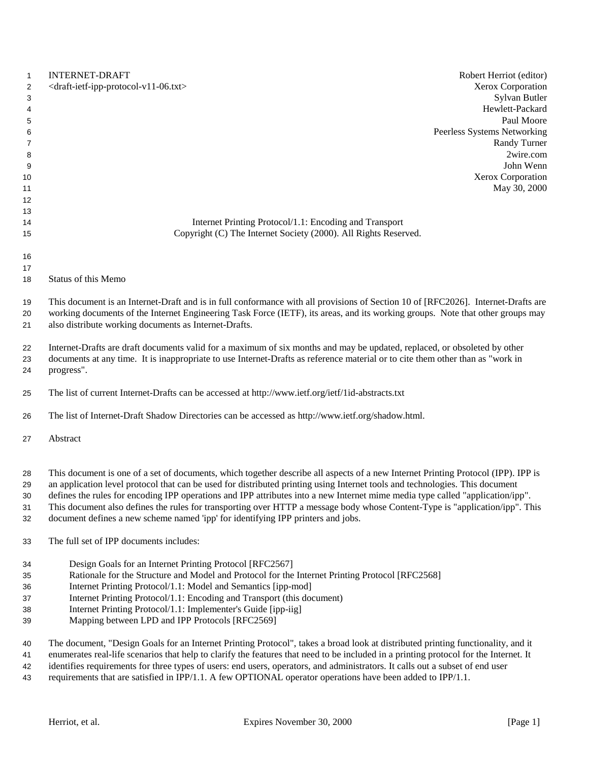INTERNET-DRAFT
<draft-ietf-ipp-protocol-v11-06.txt>

Robert Herriot (editor)
Xerox Corporation
Sylvan Butler
Hewlett-Packard
Paul Moore
Peerless Systems Networking
Randy Turner
2wire.com
John Wenn
Xerox Corporation
May 30, 2000

# Internet Printing Protocol/1.1: Encoding and Transport

Copyright (C) The Internet Society (2000). All Rights Reserved.

## Status of this Memo

This document is an Internet-Draft and is in full conformance with all provisions of Section 10 of [RFC2026]. Internet-Drafts are working documents of the Internet Engineering Task Force (IETF), its areas, and its working groups. Note that other groups may also distribute working documents as Internet-Drafts.

Internet-Drafts are draft documents valid for a maximum of six months and may be updated, replaced, or obsoleted by other documents at any time. It is inappropriate to use Internet-Drafts as reference material or to cite them other than as "work in progress".

The list of current Internet-Drafts can be accessed at http://www.ietf.org/ietf/1id-abstracts.txt

The list of Internet-Draft Shadow Directories can be accessed as http://www.ietf.org/shadow.html.

## Abstract

This document is one of a set of documents, which together describe all aspects of a new Internet Printing Protocol (IPP). IPP is an application level protocol that can be used for distributed printing using Internet tools and technologies. This document defines the rules for encoding IPP operations and IPP attributes into a new Internet mime media type called "application/ipp". This document also defines the rules for transporting over HTTP a message body whose Content-Type is "application/ipp". This document defines a new scheme named 'ipp' for identifying IPP printers and jobs.

The full set of IPP documents includes:

- Design Goals for an Internet Printing Protocol [RFC2567]
- Rationale for the Structure and Model and Protocol for the Internet Printing Protocol [RFC2568]
- Internet Printing Protocol/1.1: Model and Semantics [ipp-mod]
- Internet Printing Protocol/1.1: Encoding and Transport (this document)
- Internet Printing Protocol/1.1: Implementer's Guide [ipp-iig]
- Mapping between LPD and IPP Protocols [RFC2569]

The document, "Design Goals for an Internet Printing Protocol", takes a broad look at distributed printing functionality, and it enumerates real-life scenarios that help to clarify the features that need to be included in a printing protocol for the Internet. It identifies requirements for three types of users: end users, operators, and administrators. It calls out a subset of end user requirements that are satisfied in IPP/1.1. A few OPTIONAL operator operations have been added to IPP/1.1.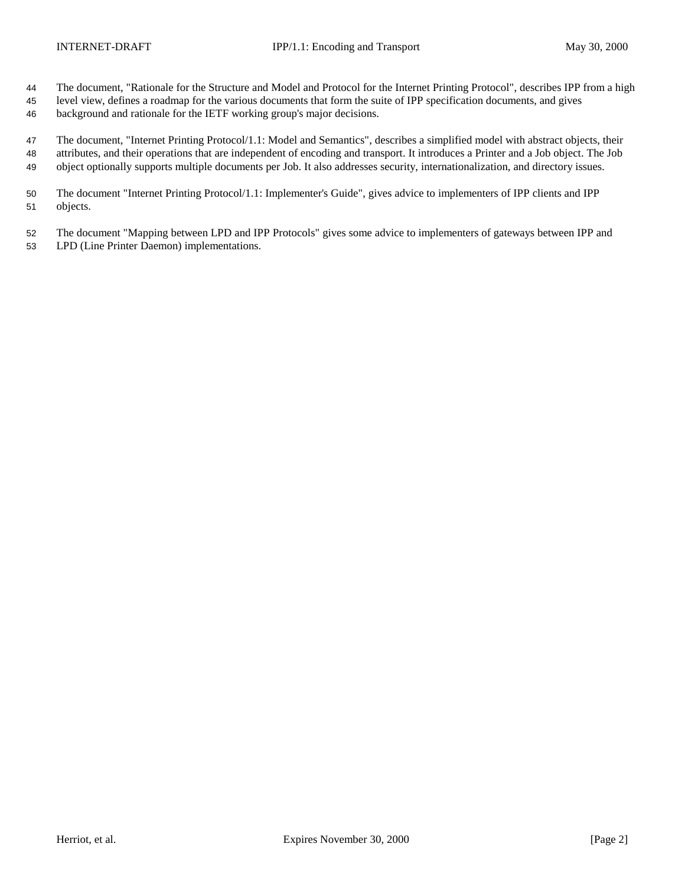The document, "Rationale for the Structure and Model and Protocol for the Internet Printing Protocol", describes IPP from a high level view, defines a roadmap for the various documents that form the suite of IPP specification documents, and gives background and rationale for the IETF working group's major decisions.

The document, "Internet Printing Protocol/1.1: Model and Semantics", describes a simplified model with abstract objects, their attributes, and their operations that are independent of encoding and transport. It introduces a Printer and a Job object. The Job object optionally supports multiple documents per Job. It also addresses security, internationalization, and directory issues.

The document "Internet Printing Protocol/1.1: Implementer's Guide", gives advice to implementers of IPP clients and IPP objects.

The document "Mapping between LPD and IPP Protocols" gives some advice to implementers of gateways between IPP and LPD (Line Printer Daemon) implementations.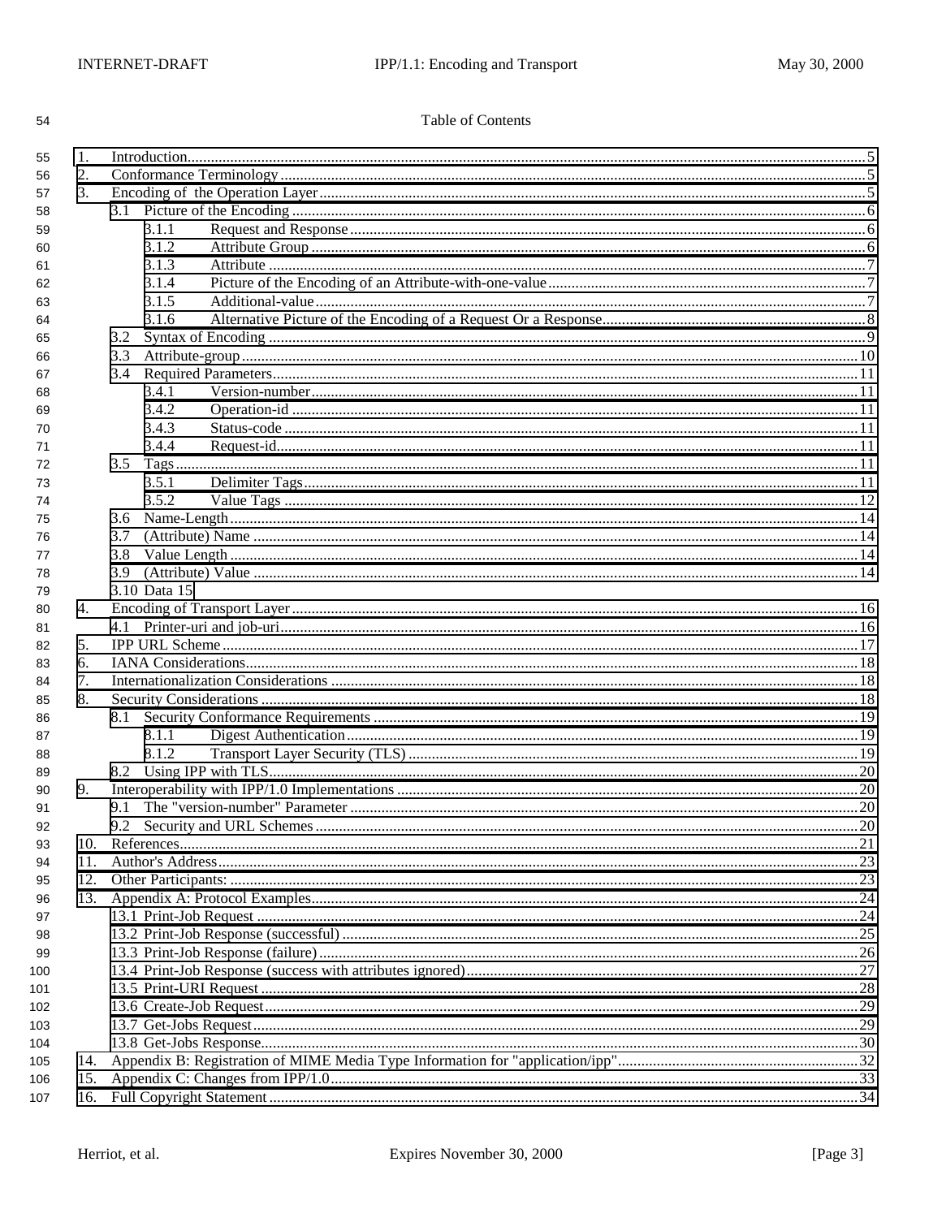Table of Contents

1. Introduction.....5
2. Conformance Terminology.....5
3. Encoding of the Operation Layer.....5
   3.1 Picture of the Encoding.....6
      3.1.1 Request and Response.....6
      3.1.2 Attribute Group.....6
      3.1.3 Attribute.....7
      3.1.4 Picture of the Encoding of an Attribute-with-one-value.....7
      3.1.5 Additional-value.....7
      3.1.6 Alternative Picture of the Encoding of a Request Or a Response.....8
   3.2 Syntax of Encoding.....9
   3.3 Attribute-group.....10
   3.4 Required Parameters.....11
      3.4.1 Version-number.....11
      3.4.2 Operation-id.....11
      3.4.3 Status-code.....11
      3.4.4 Request-id.....11
   3.5 Tags.....11
      3.5.1 Delimiter Tags.....11
      3.5.2 Value Tags.....12
   3.6 Name-Length.....14
   3.7 (Attribute) Name.....14
   3.8 Value Length.....14
   3.9 (Attribute) Value.....14
   3.10 Data 15
4. Encoding of Transport Layer.....16
   4.1 Printer-uri and job-uri.....16
5. IPP URL Scheme.....17
6. IANA Considerations.....18
7. Internationalization Considerations.....18
8. Security Considerations.....18
   8.1 Security Conformance Requirements.....19
      8.1.1 Digest Authentication.....19
      8.1.2 Transport Layer Security (TLS).....19
   8.2 Using IPP with TLS.....20
9. Interoperability with IPP/1.0 Implementations.....20
   9.1 The "version-number" Parameter.....20
   9.2 Security and URL Schemes.....20
10. References.....21
11. Author's Address.....23
12. Other Participants:.....23
13. Appendix A: Protocol Examples.....24
   13.1 Print-Job Request.....24
   13.2 Print-Job Response (successful).....25
   13.3 Print-Job Response (failure).....26
   13.4 Print-Job Response (success with attributes ignored).....27
   13.5 Print-URI Request.....28
   13.6 Create-Job Request.....29
   13.7 Get-Jobs Request.....29
   13.8 Get-Jobs Response.....30
14. Appendix B: Registration of MIME Media Type Information for "application/ipp".....32
15. Appendix C: Changes from IPP/1.0.....33
16. Full Copyright Statement.....34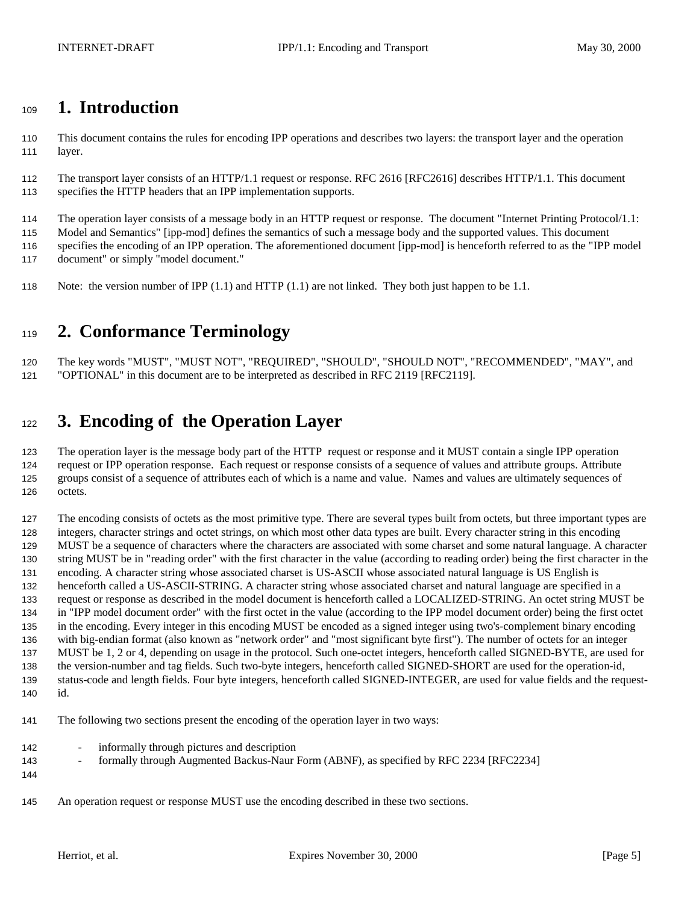# 1. Introduction

This document contains the rules for encoding IPP operations and describes two layers: the transport layer and the operation layer.

The transport layer consists of an HTTP/1.1 request or response. RFC 2616 [RFC2616] describes HTTP/1.1. This document specifies the HTTP headers that an IPP implementation supports.

The operation layer consists of a message body in an HTTP request or response. The document "Internet Printing Protocol/1.1: Model and Semantics" [ipp-mod] defines the semantics of such a message body and the supported values. This document specifies the encoding of an IPP operation. The aforementioned document [ipp-mod] is henceforth referred to as the "IPP model document" or simply "model document."

Note: the version number of IPP (1.1) and HTTP (1.1) are not linked. They both just happen to be 1.1.

# 2. Conformance Terminology

The key words "MUST", "MUST NOT", "REQUIRED", "SHOULD", "SHOULD NOT", "RECOMMENDED", "MAY", and "OPTIONAL" in this document are to be interpreted as described in RFC 2119 [RFC2119].

# 3. Encoding of the Operation Layer

The operation layer is the message body part of the HTTP request or response and it MUST contain a single IPP operation request or IPP operation response. Each request or response consists of a sequence of values and attribute groups. Attribute groups consist of a sequence of attributes each of which is a name and value. Names and values are ultimately sequences of octets.

The encoding consists of octets as the most primitive type. There are several types built from octets, but three important types are integers, character strings and octet strings, on which most other data types are built. Every character string in this encoding MUST be a sequence of characters where the characters are associated with some charset and some natural language. A character string MUST be in "reading order" with the first character in the value (according to reading order) being the first character in the encoding. A character string whose associated charset is US-ASCII whose associated natural language is US English is henceforth called a US-ASCII-STRING. A character string whose associated charset and natural language are specified in a request or response as described in the model document is henceforth called a LOCALIZED-STRING. An octet string MUST be in "IPP model document order" with the first octet in the value (according to the IPP model document order) being the first octet in the encoding. Every integer in this encoding MUST be encoded as a signed integer using two's-complement binary encoding with big-endian format (also known as "network order" and "most significant byte first"). The number of octets for an integer MUST be 1, 2 or 4, depending on usage in the protocol. Such one-octet integers, henceforth called SIGNED-BYTE, are used for the version-number and tag fields. Such two-byte integers, henceforth called SIGNED-SHORT are used for the operation-id, status-code and length fields. Four byte integers, henceforth called SIGNED-INTEGER, are used for value fields and the request-id.

The following two sections present the encoding of the operation layer in two ways:

- informally through pictures and description
- formally through Augmented Backus-Naur Form (ABNF), as specified by RFC 2234 [RFC2234]

An operation request or response MUST use the encoding described in these two sections.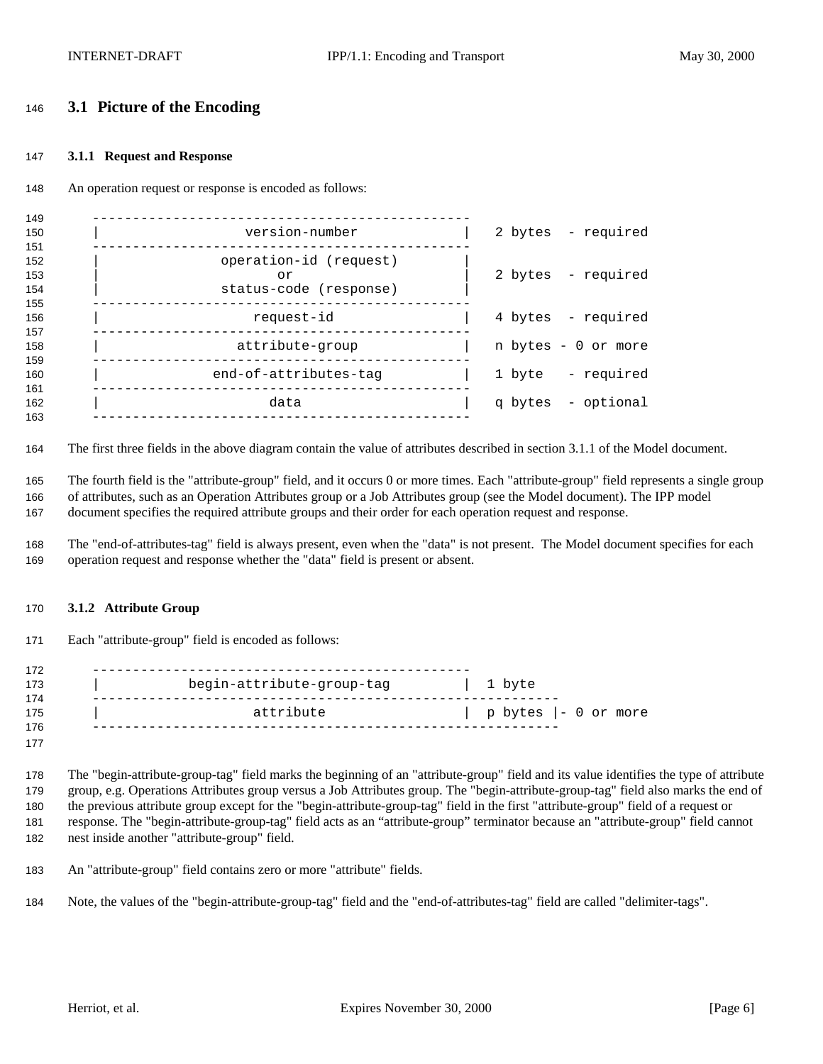## 3.1 Picture of the Encoding

### 3.1.1 Request and Response

An operation request or response is encoded as follows:

```
   -----------------------------------------------
   |                  version-number             |   2 bytes  - required
   -----------------------------------------------
   |               operation-id (request)        |
   |                      or                     |   2 bytes  - required
   |               status-code (response)        |
   -----------------------------------------------
   |                   request-id                |   4 bytes  - required
   -----------------------------------------------
   |                 attribute-group             |   n bytes - 0 or more
   -----------------------------------------------
   |              end-of-attributes-tag          |   1 byte   - required
   -----------------------------------------------
   |                     data                    |   q bytes  - optional
   -----------------------------------------------
```

The first three fields in the above diagram contain the value of attributes described in section 3.1.1 of the Model document.

The fourth field is the "attribute-group" field, and it occurs 0 or more times. Each "attribute-group" field represents a single group of attributes, such as an Operation Attributes group or a Job Attributes group (see the Model document). The IPP model document specifies the required attribute groups and their order for each operation request and response.

The "end-of-attributes-tag" field is always present, even when the "data" is not present. The Model document specifies for each operation request and response whether the "data" field is present or absent.

### 3.1.2 Attribute Group

Each "attribute-group" field is encoded as follows:

```
   -----------------------------------------------
   |           begin-attribute-group-tag         |  1 byte
   ----------------------------------------------------------
   |                   attribute                 |  p bytes |- 0 or more
   ----------------------------------------------------------
```

The "begin-attribute-group-tag" field marks the beginning of an "attribute-group" field and its value identifies the type of attribute group, e.g. Operations Attributes group versus a Job Attributes group. The "begin-attribute-group-tag" field also marks the end of the previous attribute group except for the "begin-attribute-group-tag" field in the first "attribute-group" field of a request or response. The "begin-attribute-group-tag" field acts as an "attribute-group" terminator because an "attribute-group" field cannot nest inside another "attribute-group" field.

An "attribute-group" field contains zero or more "attribute" fields.

Note, the values of the "begin-attribute-group-tag" field and the "end-of-attributes-tag" field are called "delimiter-tags".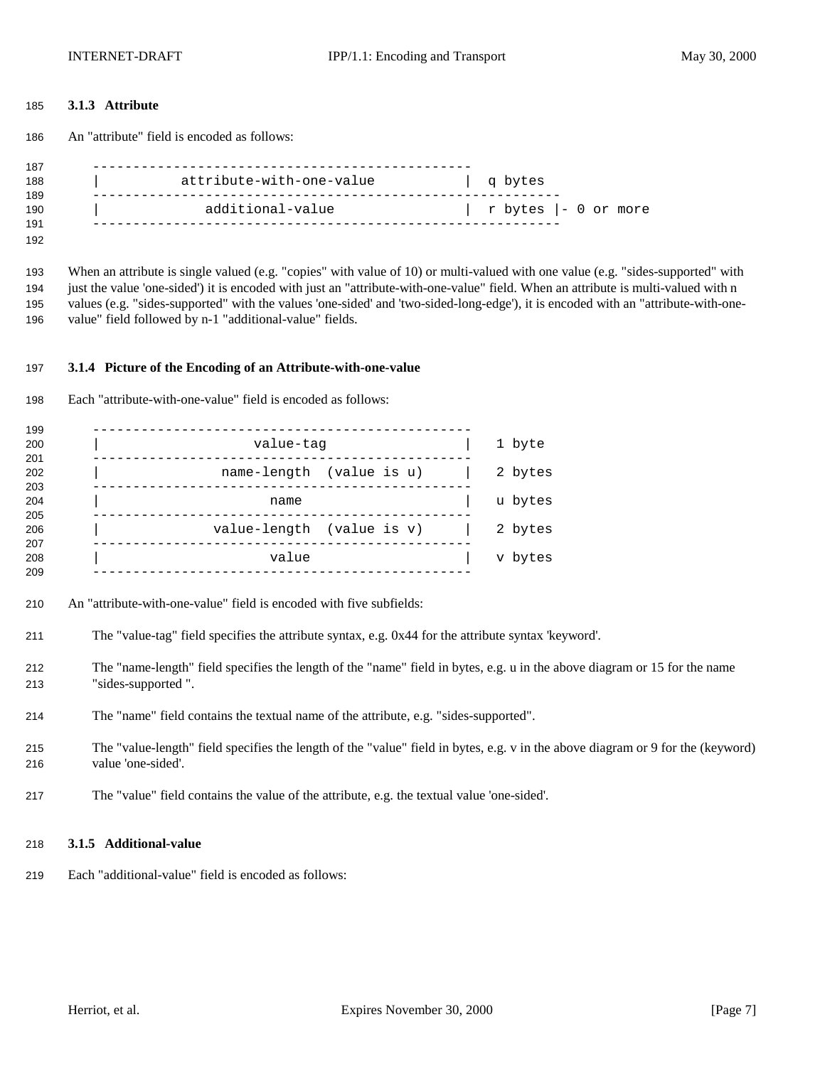### 3.1.3 Attribute

An "attribute" field is encoded as follows:

```
-----------------------------------------------
|          attribute-with-one-value           |  q bytes
----------------------------------------------------------
|             additional-value                |  r bytes |- 0 or more
----------------------------------------------------------
```

When an attribute is single valued (e.g. "copies" with value of 10) or multi-valued with one value (e.g. "sides-supported" with just the value 'one-sided') it is encoded with just an "attribute-with-one-value" field. When an attribute is multi-valued with n values (e.g. "sides-supported" with the values 'one-sided' and 'two-sided-long-edge'), it is encoded with an "attribute-with-one-value" field followed by n-1 "additional-value" fields.

### 3.1.4 Picture of the Encoding of an Attribute-with-one-value

Each "attribute-with-one-value" field is encoded as follows:

```
-----------------------------------------------
|                   value-tag                 |   1 byte
-----------------------------------------------
|               name-length  (value is u)     |   2 bytes
-----------------------------------------------
|                     name                    |   u bytes
-----------------------------------------------
|              value-length  (value is v)     |   2 bytes
-----------------------------------------------
|                     value                   |   v bytes
-----------------------------------------------
```

An "attribute-with-one-value" field is encoded with five subfields:

The "value-tag" field specifies the attribute syntax, e.g. 0x44 for the attribute syntax 'keyword'.

The "name-length" field specifies the length of the "name" field in bytes, e.g. u in the above diagram or 15 for the name "sides-supported ".

The "name" field contains the textual name of the attribute, e.g. "sides-supported".

The "value-length" field specifies the length of the "value" field in bytes, e.g. v in the above diagram or 9 for the (keyword) value 'one-sided'.

The "value" field contains the value of the attribute, e.g. the textual value 'one-sided'.

### 3.1.5 Additional-value

Each "additional-value" field is encoded as follows: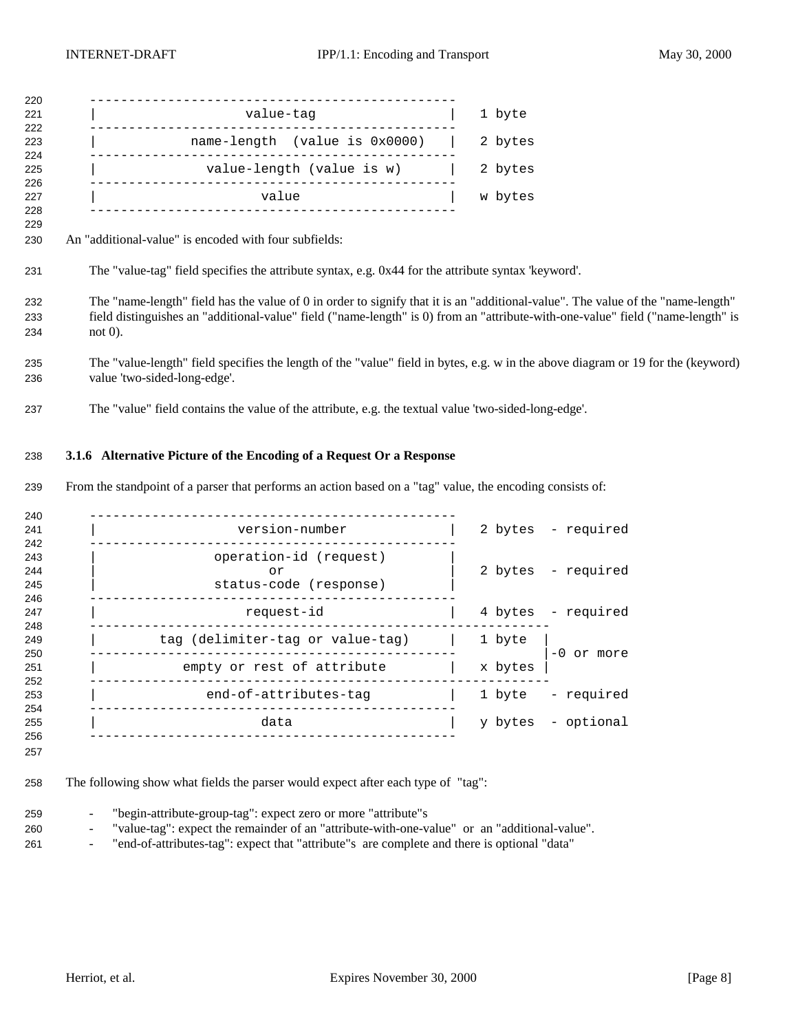```
-----------------------------------------------
|                  value-tag                  |   1 byte
-----------------------------------------------
|          name-length  (value is 0x0000)     |   2 bytes
-----------------------------------------------
|             value-length (value is w)       |   2 bytes
-----------------------------------------------
|                     value                   |   w bytes
-----------------------------------------------
```

An "additional-value" is encoded with four subfields:

The "value-tag" field specifies the attribute syntax, e.g. 0x44 for the attribute syntax 'keyword'.

The "name-length" field has the value of 0 in order to signify that it is an "additional-value". The value of the "name-length" field distinguishes an "additional-value" field ("name-length" is 0) from an "attribute-with-one-value" field ("name-length" is not 0).

The "value-length" field specifies the length of the "value" field in bytes, e.g. w in the above diagram or 19 for the (keyword) value 'two-sided-long-edge'.

The "value" field contains the value of the attribute, e.g. the textual value 'two-sided-long-edge'.

### 3.1.6 Alternative Picture of the Encoding of a Request Or a Response

From the standpoint of a parser that performs an action based on a "tag" value, the encoding consists of:

```
-----------------------------------------------
|                  version-number             |   2 bytes  - required
-----------------------------------------------
|               operation-id (request)        |
|                      or                     |   2 bytes  - required
|               status-code (response)        |
-----------------------------------------------
|                    request-id               |   4 bytes  - required
-----------------------------------------------------------
|        tag (delimiter-tag or value-tag)     |   1 byte  |
-----------------------------------------------           |-0 or more
|           empty or rest of attribute        |   x bytes |
-----------------------------------------------------------
|             end-of-attributes-tag           |   1 byte   - required
-----------------------------------------------
|                     data                    |   y bytes  - optional
-----------------------------------------------
```

The following show what fields the parser would expect after each type of "tag":

- "begin-attribute-group-tag": expect zero or more "attribute"s
- "value-tag": expect the remainder of an "attribute-with-one-value" or an "additional-value".
- "end-of-attributes-tag": expect that "attribute"s are complete and there is optional "data"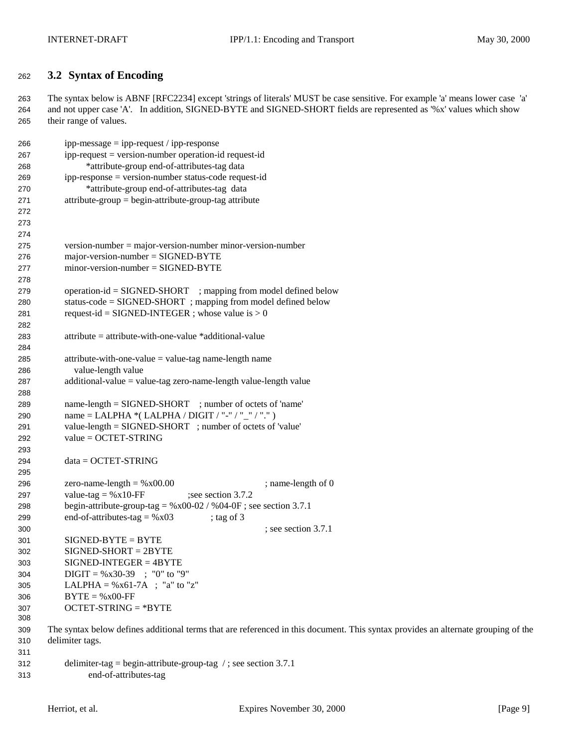### 3.2 Syntax of Encoding

The syntax below is ABNF [RFC2234] except 'strings of literals' MUST be case sensitive. For example 'a' means lower case 'a' and not upper case 'A'. In addition, SIGNED-BYTE and SIGNED-SHORT fields are represented as '%x' values which show their range of values.

```
ipp-message = ipp-request / ipp-response
ipp-request = version-number operation-id request-id
      *attribute-group end-of-attributes-tag data
ipp-response = version-number status-code request-id
      *attribute-group end-of-attributes-tag data
attribute-group = begin-attribute-group-tag attribute



version-number = major-version-number minor-version-number
major-version-number = SIGNED-BYTE
minor-version-number = SIGNED-BYTE

operation-id = SIGNED-SHORT    ; mapping from model defined below
status-code = SIGNED-SHORT  ; mapping from model defined below
request-id = SIGNED-INTEGER ; whose value is > 0

attribute = attribute-with-one-value *additional-value

attribute-with-one-value = value-tag name-length name
   value-length value
additional-value = value-tag zero-name-length value-length value

name-length = SIGNED-SHORT    ; number of octets of 'name'
name = LALPHA *( LALPHA / DIGIT / "-" / "_" / "." )
value-length = SIGNED-SHORT   ; number of octets of 'value'
value = OCTET-STRING

data = OCTET-STRING

zero-name-length = %x00.00                    ; name-length of 0
value-tag = %x10-FF              ;see section 3.7.2
begin-attribute-group-tag = %x00-02 / %04-0F ; see section 3.7.1
end-of-attributes-tag = %x03            ; tag of 3
                                               ; see section 3.7.1
SIGNED-BYTE = BYTE
SIGNED-SHORT = 2BYTE
SIGNED-INTEGER = 4BYTE
DIGIT = %x30-39   ;  "0" to "9"
LALPHA = %x61-7A   ;  "a" to "z"
BYTE = %x00-FF
OCTET-STRING = *BYTE
```

The syntax below defines additional terms that are referenced in this document. This syntax provides an alternate grouping of the delimiter tags.

```
delimiter-tag = begin-attribute-group-tag  / ; see section 3.7.1
        end-of-attributes-tag
```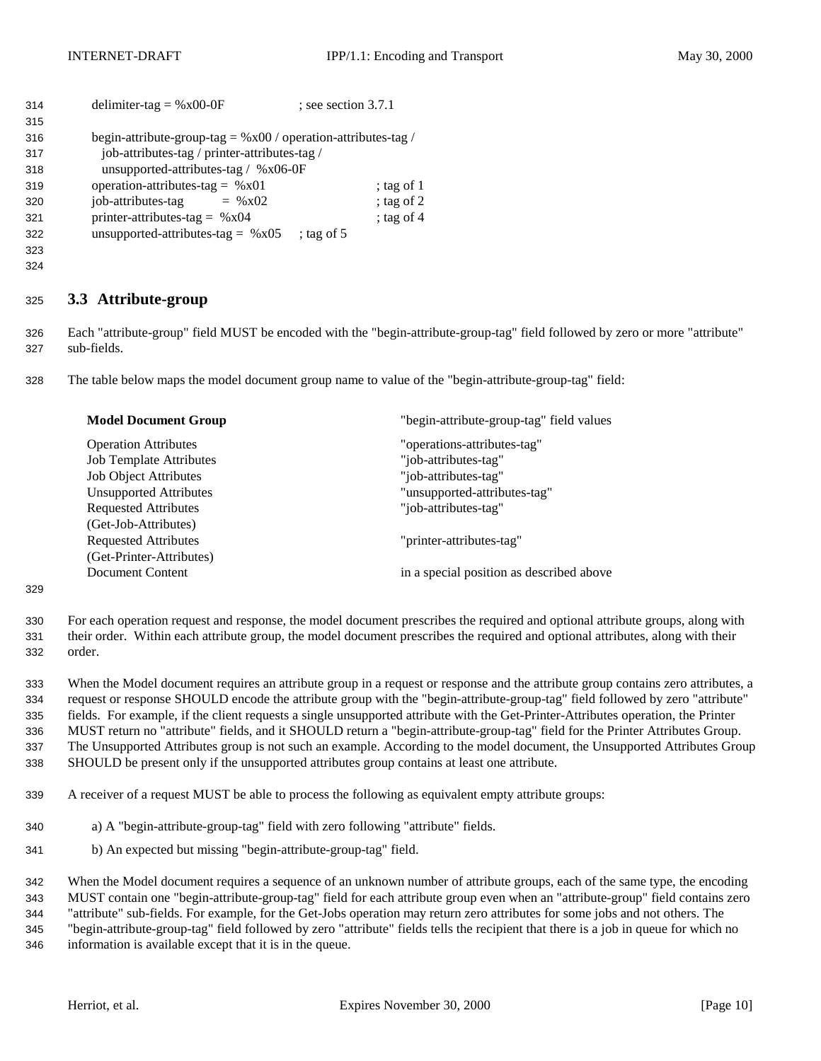```
delimiter-tag = %x00-0F                ; see section 3.7.1

begin-attribute-group-tag = %x00 / operation-attributes-tag /
   job-attributes-tag / printer-attributes-tag /
   unsupported-attributes-tag /  %x06-0F
operation-attributes-tag =  %x01                    ; tag of 1
job-attributes-tag         =  %x02                  ; tag of 2
printer-attributes-tag =  %x04                      ; tag of 4
unsupported-attributes-tag =  %x05     ; tag of 5
```

## 3.3 Attribute-group

Each "attribute-group" field MUST be encoded with the "begin-attribute-group-tag" field followed by zero or more "attribute" sub-fields.

The table below maps the model document group name to value of the "begin-attribute-group-tag" field:

| **Model Document Group** | "begin-attribute-group-tag" field values |
|---|---|
| Operation Attributes | "operations-attributes-tag" |
| Job Template Attributes | "job-attributes-tag" |
| Job Object Attributes | "job-attributes-tag" |
| Unsupported Attributes | "unsupported-attributes-tag" |
| Requested Attributes (Get-Job-Attributes) | "job-attributes-tag" |
| Requested Attributes (Get-Printer-Attributes) | "printer-attributes-tag" |
| Document Content | in a special position as described above |

For each operation request and response, the model document prescribes the required and optional attribute groups, along with their order. Within each attribute group, the model document prescribes the required and optional attributes, along with their order.

When the Model document requires an attribute group in a request or response and the attribute group contains zero attributes, a request or response SHOULD encode the attribute group with the "begin-attribute-group-tag" field followed by zero "attribute" fields. For example, if the client requests a single unsupported attribute with the Get-Printer-Attributes operation, the Printer MUST return no "attribute" fields, and it SHOULD return a "begin-attribute-group-tag" field for the Printer Attributes Group. The Unsupported Attributes group is not such an example. According to the model document, the Unsupported Attributes Group SHOULD be present only if the unsupported attributes group contains at least one attribute.

A receiver of a request MUST be able to process the following as equivalent empty attribute groups:

a) A "begin-attribute-group-tag" field with zero following "attribute" fields.

b) An expected but missing "begin-attribute-group-tag" field.

When the Model document requires a sequence of an unknown number of attribute groups, each of the same type, the encoding MUST contain one "begin-attribute-group-tag" field for each attribute group even when an "attribute-group" field contains zero "attribute" sub-fields. For example, for the Get-Jobs operation may return zero attributes for some jobs and not others. The "begin-attribute-group-tag" field followed by zero "attribute" fields tells the recipient that there is a job in queue for which no information is available except that it is in the queue.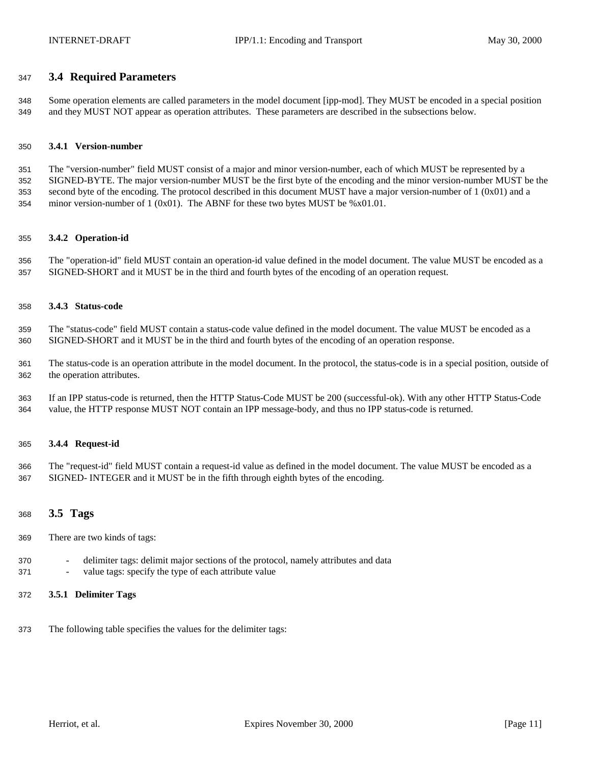## 3.4 Required Parameters

Some operation elements are called parameters in the model document [ipp-mod]. They MUST be encoded in a special position and they MUST NOT appear as operation attributes. These parameters are described in the subsections below.

### 3.4.1 Version-number

The "version-number" field MUST consist of a major and minor version-number, each of which MUST be represented by a SIGNED-BYTE. The major version-number MUST be the first byte of the encoding and the minor version-number MUST be the second byte of the encoding. The protocol described in this document MUST have a major version-number of 1 (0x01) and a minor version-number of 1 (0x01). The ABNF for these two bytes MUST be %x01.01.

### 3.4.2 Operation-id

The "operation-id" field MUST contain an operation-id value defined in the model document. The value MUST be encoded as a SIGNED-SHORT and it MUST be in the third and fourth bytes of the encoding of an operation request.

### 3.4.3 Status-code

The "status-code" field MUST contain a status-code value defined in the model document. The value MUST be encoded as a SIGNED-SHORT and it MUST be in the third and fourth bytes of the encoding of an operation response.

The status-code is an operation attribute in the model document. In the protocol, the status-code is in a special position, outside of the operation attributes.

If an IPP status-code is returned, then the HTTP Status-Code MUST be 200 (successful-ok). With any other HTTP Status-Code value, the HTTP response MUST NOT contain an IPP message-body, and thus no IPP status-code is returned.

### 3.4.4 Request-id

The "request-id" field MUST contain a request-id value as defined in the model document. The value MUST be encoded as a SIGNED- INTEGER and it MUST be in the fifth through eighth bytes of the encoding.

## 3.5 Tags

There are two kinds of tags:

- delimiter tags: delimit major sections of the protocol, namely attributes and data
- value tags: specify the type of each attribute value

### 3.5.1 Delimiter Tags

The following table specifies the values for the delimiter tags: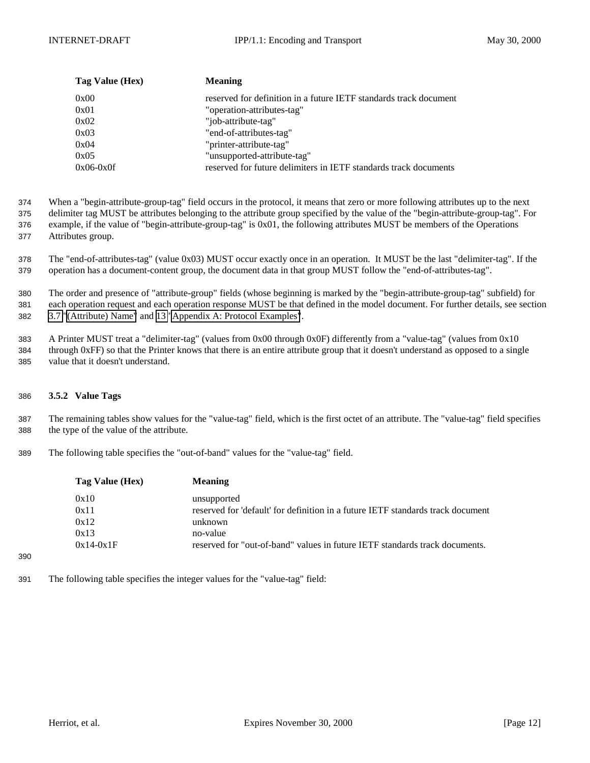| Tag Value (Hex) | Meaning |
|---|---|
| 0x00 | reserved for definition in a future IETF standards track document |
| 0x01 | "operation-attributes-tag" |
| 0x02 | "job-attribute-tag" |
| 0x03 | "end-of-attributes-tag" |
| 0x04 | "printer-attribute-tag" |
| 0x05 | "unsupported-attribute-tag" |
| 0x06-0x0f | reserved for future delimiters in IETF standards track documents |

When a "begin-attribute-group-tag" field occurs in the protocol, it means that zero or more following attributes up to the next delimiter tag MUST be attributes belonging to the attribute group specified by the value of the "begin-attribute-group-tag". For example, if the value of "begin-attribute-group-tag" is 0x01, the following attributes MUST be members of the Operations Attributes group.

The "end-of-attributes-tag" (value 0x03) MUST occur exactly once in an operation. It MUST be the last "delimiter-tag". If the operation has a document-content group, the document data in that group MUST follow the "end-of-attributes-tag".

The order and presence of "attribute-group" fields (whose beginning is marked by the "begin-attribute-group-tag" subfield) for each operation request and each operation response MUST be that defined in the model document. For further details, see section 3.7 "(Attribute) Name" and 13 "Appendix A: Protocol Examples".

A Printer MUST treat a "delimiter-tag" (values from 0x00 through 0x0F) differently from a "value-tag" (values from 0x10 through 0xFF) so that the Printer knows that there is an entire attribute group that it doesn't understand as opposed to a single value that it doesn't understand.

### 3.5.2 Value Tags

The remaining tables show values for the "value-tag" field, which is the first octet of an attribute. The "value-tag" field specifies the type of the value of the attribute.

The following table specifies the "out-of-band" values for the "value-tag" field.

| Tag Value (Hex) | Meaning |
|---|---|
| 0x10 | unsupported |
| 0x11 | reserved for 'default' for definition in a future IETF standards track document |
| 0x12 | unknown |
| 0x13 | no-value |
| 0x14-0x1F | reserved for "out-of-band" values in future IETF standards track documents. |

The following table specifies the integer values for the "value-tag" field: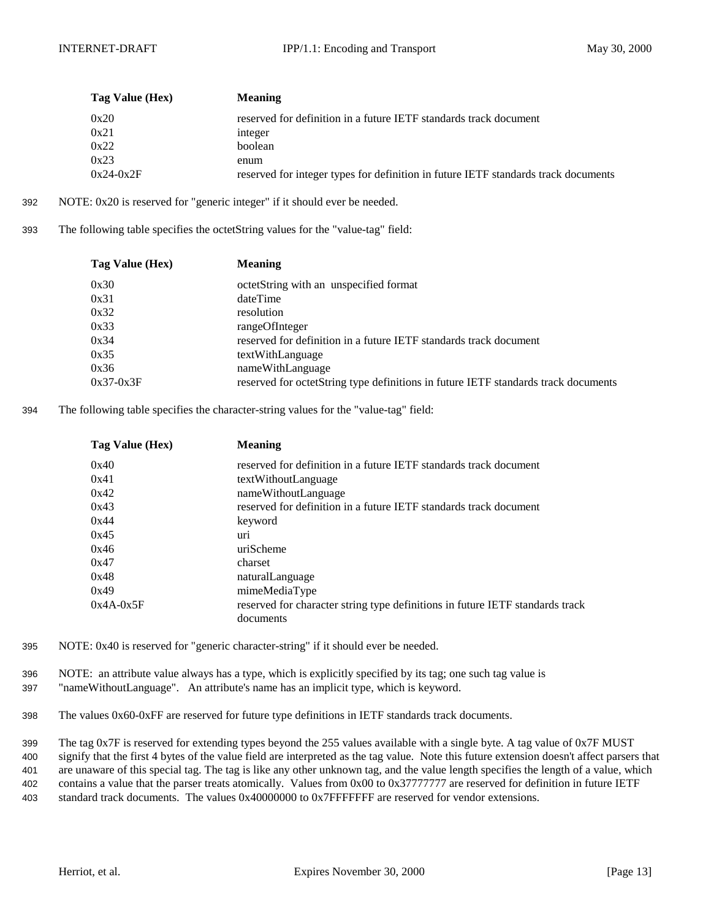| Tag Value (Hex) | Meaning |
|---|---|
| 0x20 | reserved for definition in a future IETF standards track document |
| 0x21 | integer |
| 0x22 | boolean |
| 0x23 | enum |
| 0x24-0x2F | reserved for integer types for definition in future IETF standards track documents |

392 NOTE: 0x20 is reserved for "generic integer" if it should ever be needed.

393 The following table specifies the octetString values for the "value-tag" field:

| Tag Value (Hex) | Meaning |
|---|---|
| 0x30 | octetString with an unspecified format |
| 0x31 | dateTime |
| 0x32 | resolution |
| 0x33 | rangeOfInteger |
| 0x34 | reserved for definition in a future IETF standards track document |
| 0x35 | textWithLanguage |
| 0x36 | nameWithLanguage |
| 0x37-0x3F | reserved for octetString type definitions in future IETF standards track documents |

394 The following table specifies the character-string values for the "value-tag" field:

| Tag Value (Hex) | Meaning |
|---|---|
| 0x40 | reserved for definition in a future IETF standards track document |
| 0x41 | textWithoutLanguage |
| 0x42 | nameWithoutLanguage |
| 0x43 | reserved for definition in a future IETF standards track document |
| 0x44 | keyword |
| 0x45 | uri |
| 0x46 | uriScheme |
| 0x47 | charset |
| 0x48 | naturalLanguage |
| 0x49 | mimeMediaType |
| 0x4A-0x5F | reserved for character string type definitions in future IETF standards track documents |

395 NOTE: 0x40 is reserved for "generic character-string" if it should ever be needed.

396 NOTE: an attribute value always has a type, which is explicitly specified by its tag; one such tag value is
397 "nameWithoutLanguage". An attribute's name has an implicit type, which is keyword.

398 The values 0x60-0xFF are reserved for future type definitions in IETF standards track documents.

399 The tag 0x7F is reserved for extending types beyond the 255 values available with a single byte. A tag value of 0x7F MUST
400 signify that the first 4 bytes of the value field are interpreted as the tag value. Note this future extension doesn't affect parsers that
401 are unaware of this special tag. The tag is like any other unknown tag, and the value length specifies the length of a value, which
402 contains a value that the parser treats atomically. Values from 0x00 to 0x37777777 are reserved for definition in future IETF
403 standard track documents. The values 0x40000000 to 0x7FFFFFFF are reserved for vendor extensions.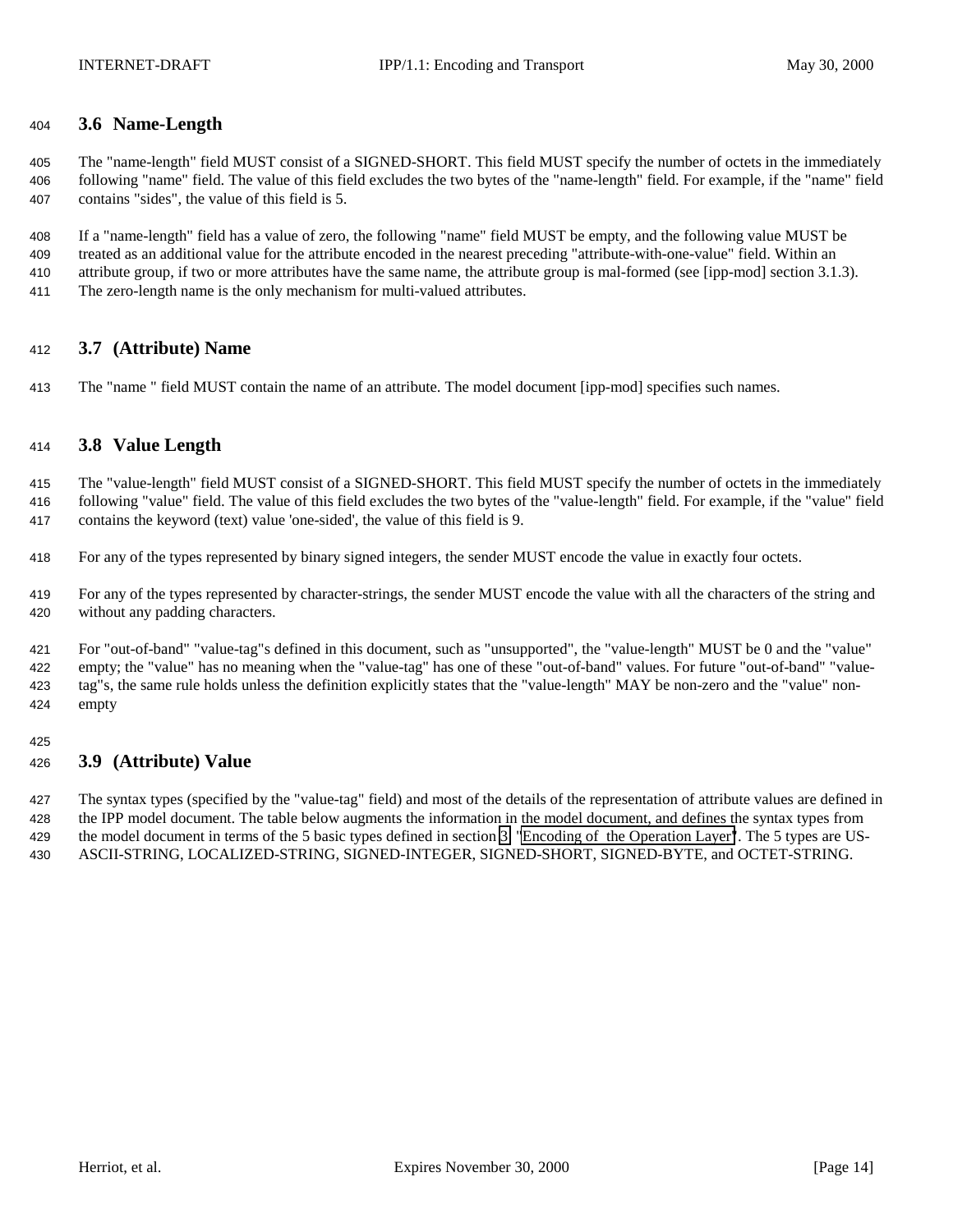### 3.6 Name-Length

The "name-length" field MUST consist of a SIGNED-SHORT. This field MUST specify the number of octets in the immediately following "name" field. The value of this field excludes the two bytes of the "name-length" field. For example, if the "name" field contains "sides", the value of this field is 5.

If a "name-length" field has a value of zero, the following "name" field MUST be empty, and the following value MUST be treated as an additional value for the attribute encoded in the nearest preceding "attribute-with-one-value" field. Within an attribute group, if two or more attributes have the same name, the attribute group is mal-formed (see [ipp-mod] section 3.1.3). The zero-length name is the only mechanism for multi-valued attributes.

### 3.7 (Attribute) Name

The "name " field MUST contain the name of an attribute. The model document [ipp-mod] specifies such names.

### 3.8 Value Length

The "value-length" field MUST consist of a SIGNED-SHORT. This field MUST specify the number of octets in the immediately following "value" field. The value of this field excludes the two bytes of the "value-length" field. For example, if the "value" field contains the keyword (text) value 'one-sided', the value of this field is 9.

For any of the types represented by binary signed integers, the sender MUST encode the value in exactly four octets.

For any of the types represented by character-strings, the sender MUST encode the value with all the characters of the string and without any padding characters.

For "out-of-band" "value-tag"s defined in this document, such as "unsupported", the "value-length" MUST be 0 and the "value" empty; the "value" has no meaning when the "value-tag" has one of these "out-of-band" values. For future "out-of-band" "value-tag"s, the same rule holds unless the definition explicitly states that the "value-length" MAY be non-zero and the "value" non-empty

### 3.9 (Attribute) Value

The syntax types (specified by the "value-tag" field) and most of the details of the representation of attribute values are defined in the IPP model document. The table below augments the information in the model document, and defines the syntax types from the model document in terms of the 5 basic types defined in section 3 "Encoding of the Operation Layer". The 5 types are US-ASCII-STRING, LOCALIZED-STRING, SIGNED-INTEGER, SIGNED-SHORT, SIGNED-BYTE, and OCTET-STRING.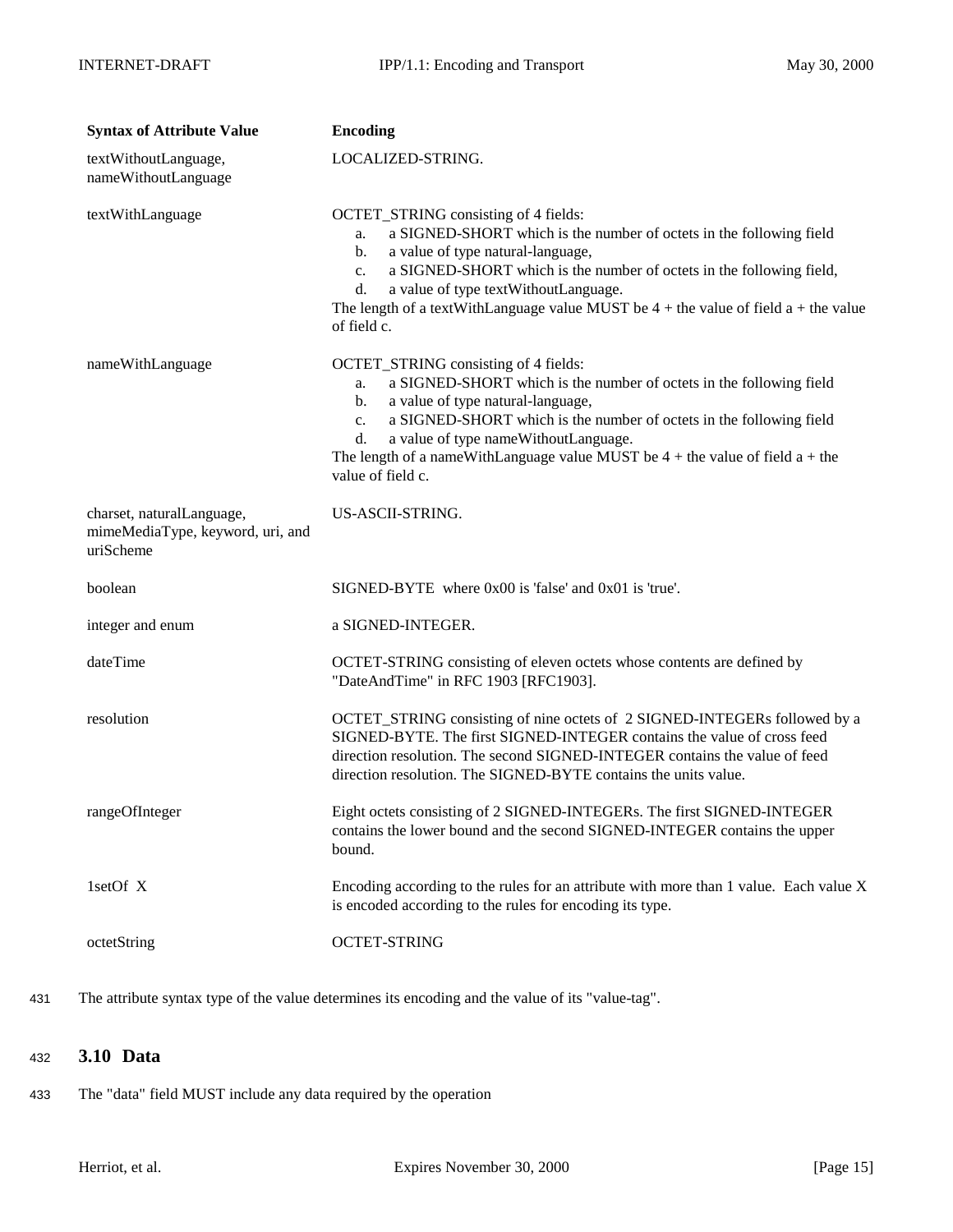| Syntax of Attribute Value | Encoding |
|---|---|
| textWithoutLanguage, nameWithoutLanguage | LOCALIZED-STRING. |
| textWithLanguage | OCTET_STRING consisting of 4 fields:<br>a. a SIGNED-SHORT which is the number of octets in the following field<br>b. a value of type natural-language,<br>c. a SIGNED-SHORT which is the number of octets in the following field,<br>d. a value of type textWithoutLanguage.<br>The length of a textWithLanguage value MUST be 4 + the value of field a + the value of field c. |
| nameWithLanguage | OCTET_STRING consisting of 4 fields:<br>a. a SIGNED-SHORT which is the number of octets in the following field<br>b. a value of type natural-language,<br>c. a SIGNED-SHORT which is the number of octets in the following field<br>d. a value of type nameWithoutLanguage.<br>The length of a nameWithLanguage value MUST be 4 + the value of field a + the value of field c. |
| charset, naturalLanguage, mimeMediaType, keyword, uri, and uriScheme | US-ASCII-STRING. |
| boolean | SIGNED-BYTE where 0x00 is 'false' and 0x01 is 'true'. |
| integer and enum | a SIGNED-INTEGER. |
| dateTime | OCTET-STRING consisting of eleven octets whose contents are defined by "DateAndTime" in RFC 1903 [RFC1903]. |
| resolution | OCTET_STRING consisting of nine octets of 2 SIGNED-INTEGERs followed by a SIGNED-BYTE. The first SIGNED-INTEGER contains the value of cross feed direction resolution. The second SIGNED-INTEGER contains the value of feed direction resolution. The SIGNED-BYTE contains the units value. |
| rangeOfInteger | Eight octets consisting of 2 SIGNED-INTEGERs. The first SIGNED-INTEGER contains the lower bound and the second SIGNED-INTEGER contains the upper bound. |
| 1setOf X | Encoding according to the rules for an attribute with more than 1 value. Each value X is encoded according to the rules for encoding its type. |
| octetString | OCTET-STRING |

431 The attribute syntax type of the value determines its encoding and the value of its "value-tag".

## 432 3.10 Data

433 The "data" field MUST include any data required by the operation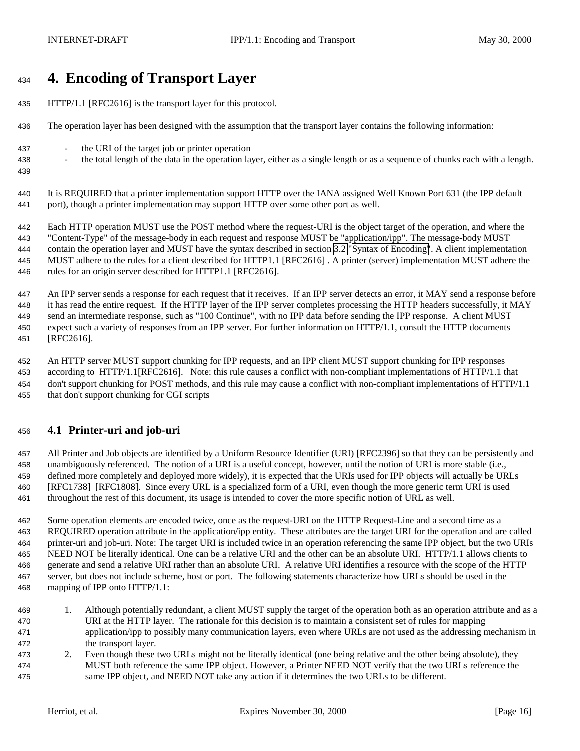# 4. Encoding of Transport Layer

HTTP/1.1 [RFC2616] is the transport layer for this protocol.

The operation layer has been designed with the assumption that the transport layer contains the following information:

- the URI of the target job or printer operation
- the total length of the data in the operation layer, either as a single length or as a sequence of chunks each with a length.

It is REQUIRED that a printer implementation support HTTP over the IANA assigned Well Known Port 631 (the IPP default port), though a printer implementation may support HTTP over some other port as well.

Each HTTP operation MUST use the POST method where the request-URI is the object target of the operation, and where the "Content-Type" of the message-body in each request and response MUST be "application/ipp". The message-body MUST contain the operation layer and MUST have the syntax described in section 3.2 "Syntax of Encoding". A client implementation MUST adhere to the rules for a client described for HTTP1.1 [RFC2616] . A printer (server) implementation MUST adhere the rules for an origin server described for HTTP1.1 [RFC2616].

An IPP server sends a response for each request that it receives. If an IPP server detects an error, it MAY send a response before it has read the entire request. If the HTTP layer of the IPP server completes processing the HTTP headers successfully, it MAY send an intermediate response, such as "100 Continue", with no IPP data before sending the IPP response. A client MUST expect such a variety of responses from an IPP server. For further information on HTTP/1.1, consult the HTTP documents [RFC2616].

An HTTP server MUST support chunking for IPP requests, and an IPP client MUST support chunking for IPP responses according to HTTP/1.1[RFC2616]. Note: this rule causes a conflict with non-compliant implementations of HTTP/1.1 that don't support chunking for POST methods, and this rule may cause a conflict with non-compliant implementations of HTTP/1.1 that don't support chunking for CGI scripts

## 4.1 Printer-uri and job-uri

All Printer and Job objects are identified by a Uniform Resource Identifier (URI) [RFC2396] so that they can be persistently and unambiguously referenced. The notion of a URI is a useful concept, however, until the notion of URI is more stable (i.e., defined more completely and deployed more widely), it is expected that the URIs used for IPP objects will actually be URLs [RFC1738] [RFC1808]. Since every URL is a specialized form of a URI, even though the more generic term URI is used throughout the rest of this document, its usage is intended to cover the more specific notion of URL as well.

Some operation elements are encoded twice, once as the request-URI on the HTTP Request-Line and a second time as a REQUIRED operation attribute in the application/ipp entity. These attributes are the target URI for the operation and are called printer-uri and job-uri. Note: The target URI is included twice in an operation referencing the same IPP object, but the two URIs NEED NOT be literally identical. One can be a relative URI and the other can be an absolute URI. HTTP/1.1 allows clients to generate and send a relative URI rather than an absolute URI. A relative URI identifies a resource with the scope of the HTTP server, but does not include scheme, host or port. The following statements characterize how URLs should be used in the mapping of IPP onto HTTP/1.1:

1. Although potentially redundant, a client MUST supply the target of the operation both as an operation attribute and as a URI at the HTTP layer. The rationale for this decision is to maintain a consistent set of rules for mapping application/ipp to possibly many communication layers, even where URLs are not used as the addressing mechanism in the transport layer.
2. Even though these two URLs might not be literally identical (one being relative and the other being absolute), they MUST both reference the same IPP object. However, a Printer NEED NOT verify that the two URLs reference the same IPP object, and NEED NOT take any action if it determines the two URLs to be different.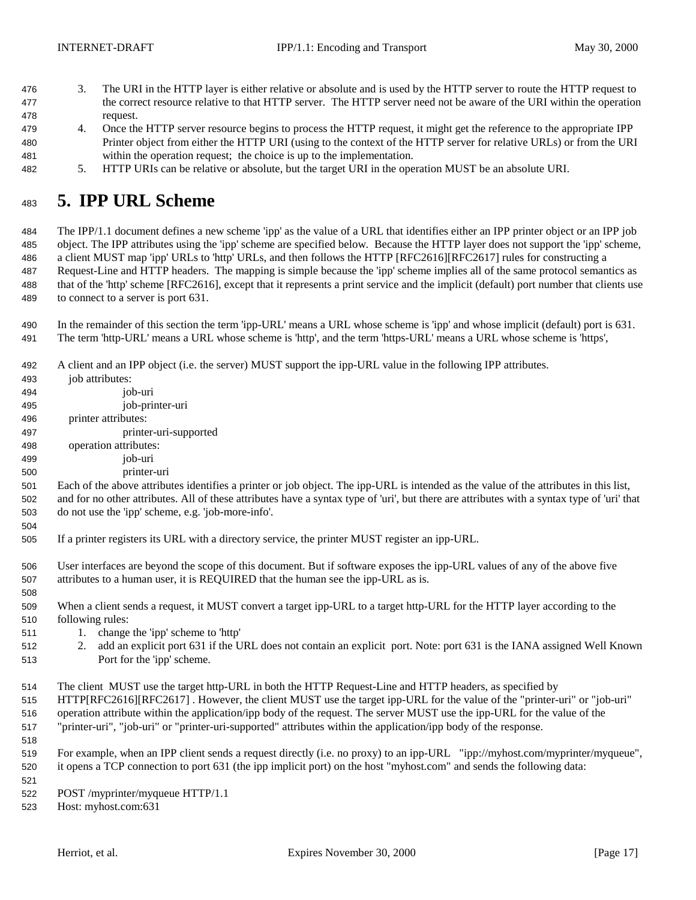3. The URI in the HTTP layer is either relative or absolute and is used by the HTTP server to route the HTTP request to the correct resource relative to that HTTP server. The HTTP server need not be aware of the URI within the operation request.
4. Once the HTTP server resource begins to process the HTTP request, it might get the reference to the appropriate IPP Printer object from either the HTTP URI (using to the context of the HTTP server for relative URLs) or from the URI within the operation request; the choice is up to the implementation.
5. HTTP URIs can be relative or absolute, but the target URI in the operation MUST be an absolute URI.

# 5. IPP URL Scheme

The IPP/1.1 document defines a new scheme 'ipp' as the value of a URL that identifies either an IPP printer object or an IPP job object. The IPP attributes using the 'ipp' scheme are specified below. Because the HTTP layer does not support the 'ipp' scheme, a client MUST map 'ipp' URLs to 'http' URLs, and then follows the HTTP [RFC2616][RFC2617] rules for constructing a Request-Line and HTTP headers. The mapping is simple because the 'ipp' scheme implies all of the same protocol semantics as that of the 'http' scheme [RFC2616], except that it represents a print service and the implicit (default) port number that clients use to connect to a server is port 631.

In the remainder of this section the term 'ipp-URL' means a URL whose scheme is 'ipp' and whose implicit (default) port is 631. The term 'http-URL' means a URL whose scheme is 'http', and the term 'https-URL' means a URL whose scheme is 'https',

A client and an IPP object (i.e. the server) MUST support the ipp-URL value in the following IPP attributes.

- job attributes:
  - job-uri
  - job-printer-uri
- printer attributes:
  - printer-uri-supported
- operation attributes:
  - job-uri
  - printer-uri

Each of the above attributes identifies a printer or job object. The ipp-URL is intended as the value of the attributes in this list, and for no other attributes. All of these attributes have a syntax type of 'uri', but there are attributes with a syntax type of 'uri' that do not use the 'ipp' scheme, e.g. 'job-more-info'.

If a printer registers its URL with a directory service, the printer MUST register an ipp-URL.

User interfaces are beyond the scope of this document. But if software exposes the ipp-URL values of any of the above five attributes to a human user, it is REQUIRED that the human see the ipp-URL as is.

When a client sends a request, it MUST convert a target ipp-URL to a target http-URL for the HTTP layer according to the following rules:

1. change the 'ipp' scheme to 'http'
2. add an explicit port 631 if the URL does not contain an explicit port. Note: port 631 is the IANA assigned Well Known Port for the 'ipp' scheme.

The client MUST use the target http-URL in both the HTTP Request-Line and HTTP headers, as specified by HTTP[RFC2616][RFC2617] . However, the client MUST use the target ipp-URL for the value of the "printer-uri" or "job-uri" operation attribute within the application/ipp body of the request. The server MUST use the ipp-URL for the value of the "printer-uri", "job-uri" or "printer-uri-supported" attributes within the application/ipp body of the response.

For example, when an IPP client sends a request directly (i.e. no proxy) to an ipp-URL "ipp://myhost.com/myprinter/myqueue", it opens a TCP connection to port 631 (the ipp implicit port) on the host "myhost.com" and sends the following data:

```
POST /myprinter/myqueue HTTP/1.1
Host: myhost.com:631
```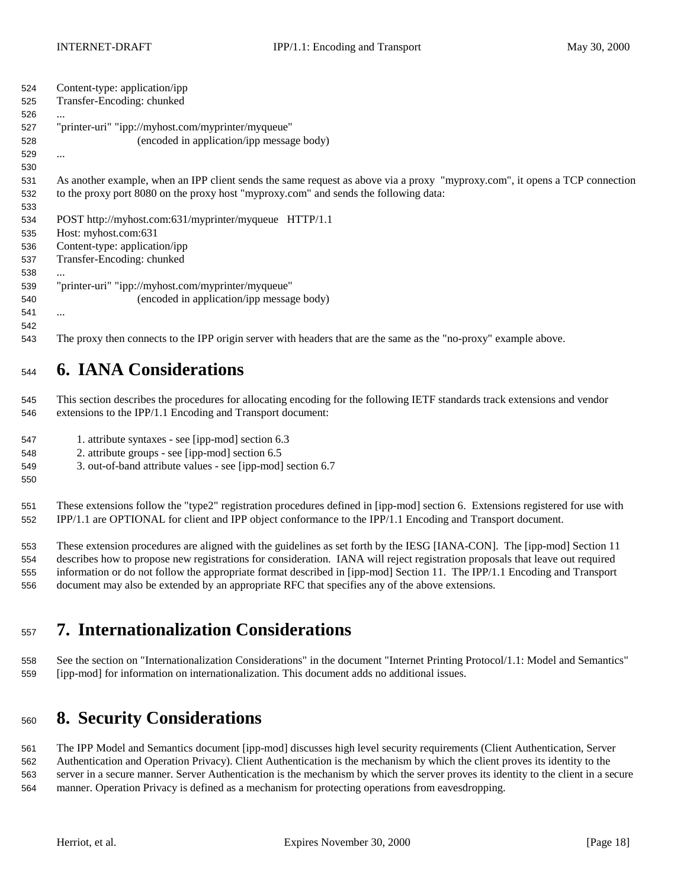```
Content-type: application/ipp
Transfer-Encoding: chunked
...
"printer-uri" "ipp://myhost.com/myprinter/myqueue"
                    (encoded in application/ipp message body)
...
```

As another example, when an IPP client sends the same request as above via a proxy "myproxy.com", it opens a TCP connection to the proxy port 8080 on the proxy host "myproxy.com" and sends the following data:

```
POST http://myhost.com:631/myprinter/myqueue   HTTP/1.1
Host: myhost.com:631
Content-type: application/ipp
Transfer-Encoding: chunked
...
"printer-uri" "ipp://myhost.com/myprinter/myqueue"
                    (encoded in application/ipp message body)
...
```

The proxy then connects to the IPP origin server with headers that are the same as the "no-proxy" example above.

# 6. IANA Considerations

This section describes the procedures for allocating encoding for the following IETF standards track extensions and vendor extensions to the IPP/1.1 Encoding and Transport document:

1. attribute syntaxes - see [ipp-mod] section 6.3
2. attribute groups - see [ipp-mod] section 6.5
3. out-of-band attribute values - see [ipp-mod] section 6.7

These extensions follow the "type2" registration procedures defined in [ipp-mod] section 6. Extensions registered for use with IPP/1.1 are OPTIONAL for client and IPP object conformance to the IPP/1.1 Encoding and Transport document.

These extension procedures are aligned with the guidelines as set forth by the IESG [IANA-CON]. The [ipp-mod] Section 11 describes how to propose new registrations for consideration. IANA will reject registration proposals that leave out required information or do not follow the appropriate format described in [ipp-mod] Section 11. The IPP/1.1 Encoding and Transport document may also be extended by an appropriate RFC that specifies any of the above extensions.

# 7. Internationalization Considerations

See the section on "Internationalization Considerations" in the document "Internet Printing Protocol/1.1: Model and Semantics" [ipp-mod] for information on internationalization. This document adds no additional issues.

# 8. Security Considerations

The IPP Model and Semantics document [ipp-mod] discusses high level security requirements (Client Authentication, Server Authentication and Operation Privacy). Client Authentication is the mechanism by which the client proves its identity to the server in a secure manner. Server Authentication is the mechanism by which the server proves its identity to the client in a secure manner. Operation Privacy is defined as a mechanism for protecting operations from eavesdropping.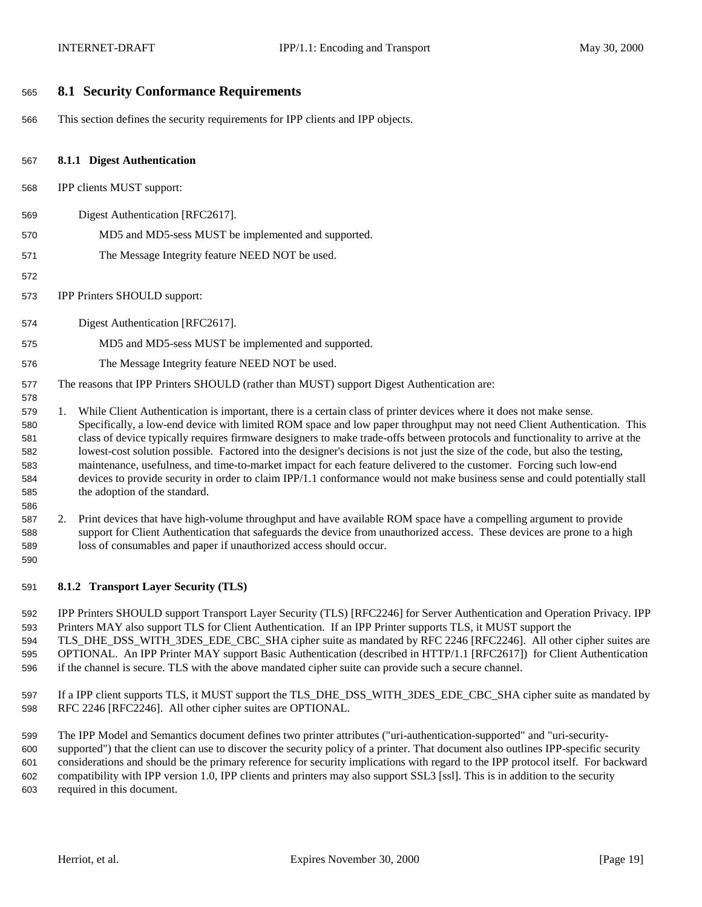## 8.1 Security Conformance Requirements

This section defines the security requirements for IPP clients and IPP objects.

### 8.1.1 Digest Authentication

IPP clients MUST support:

> Digest Authentication [RFC2617].
>
> > MD5 and MD5-sess MUST be implemented and supported.
> >
> > The Message Integrity feature NEED NOT be used.

IPP Printers SHOULD support:

> Digest Authentication [RFC2617].
>
> > MD5 and MD5-sess MUST be implemented and supported.
> >
> > The Message Integrity feature NEED NOT be used.

The reasons that IPP Printers SHOULD (rather than MUST) support Digest Authentication are:

1. While Client Authentication is important, there is a certain class of printer devices where it does not make sense. Specifically, a low-end device with limited ROM space and low paper throughput may not need Client Authentication. This class of device typically requires firmware designers to make trade-offs between protocols and functionality to arrive at the lowest-cost solution possible. Factored into the designer's decisions is not just the size of the code, but also the testing, maintenance, usefulness, and time-to-market impact for each feature delivered to the customer. Forcing such low-end devices to provide security in order to claim IPP/1.1 conformance would not make business sense and could potentially stall the adoption of the standard.

2. Print devices that have high-volume throughput and have available ROM space have a compelling argument to provide support for Client Authentication that safeguards the device from unauthorized access. These devices are prone to a high loss of consumables and paper if unauthorized access should occur.

### 8.1.2 Transport Layer Security (TLS)

IPP Printers SHOULD support Transport Layer Security (TLS) [RFC2246] for Server Authentication and Operation Privacy. IPP Printers MAY also support TLS for Client Authentication. If an IPP Printer supports TLS, it MUST support the TLS_DHE_DSS_WITH_3DES_EDE_CBC_SHA cipher suite as mandated by RFC 2246 [RFC2246]. All other cipher suites are OPTIONAL. An IPP Printer MAY support Basic Authentication (described in HTTP/1.1 [RFC2617]) for Client Authentication if the channel is secure. TLS with the above mandated cipher suite can provide such a secure channel.

If a IPP client supports TLS, it MUST support the TLS_DHE_DSS_WITH_3DES_EDE_CBC_SHA cipher suite as mandated by RFC 2246 [RFC2246]. All other cipher suites are OPTIONAL.

The IPP Model and Semantics document defines two printer attributes ("uri-authentication-supported" and "uri-security-supported") that the client can use to discover the security policy of a printer. That document also outlines IPP-specific security considerations and should be the primary reference for security implications with regard to the IPP protocol itself. For backward compatibility with IPP version 1.0, IPP clients and printers may also support SSL3 [ssl]. This is in addition to the security required in this document.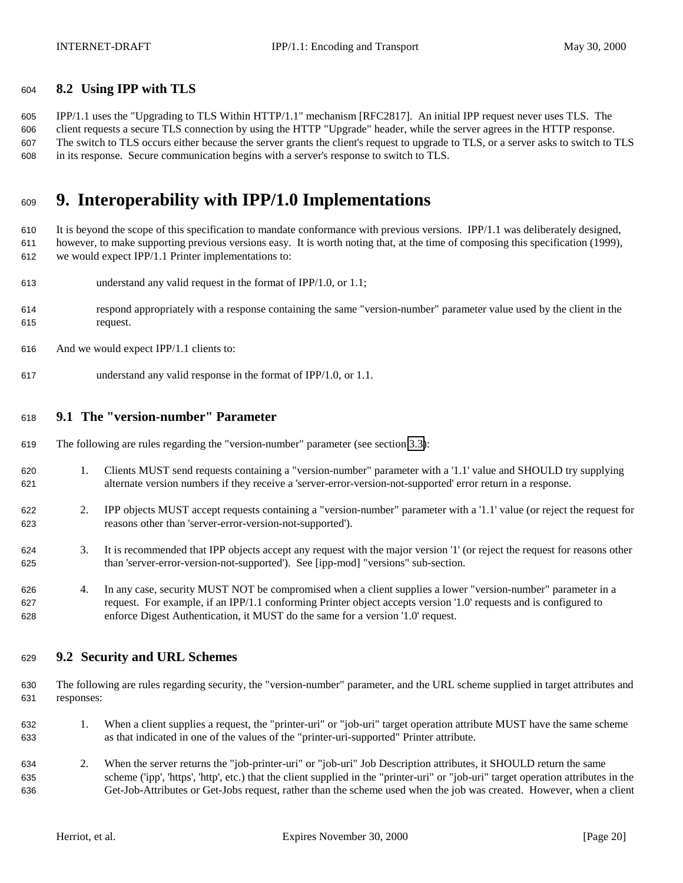### 8.2 Using IPP with TLS

IPP/1.1 uses the "Upgrading to TLS Within HTTP/1.1" mechanism [RFC2817]. An initial IPP request never uses TLS. The client requests a secure TLS connection by using the HTTP "Upgrade" header, while the server agrees in the HTTP response. The switch to TLS occurs either because the server grants the client's request to upgrade to TLS, or a server asks to switch to TLS in its response. Secure communication begins with a server's response to switch to TLS.

# 9. Interoperability with IPP/1.0 Implementations

It is beyond the scope of this specification to mandate conformance with previous versions. IPP/1.1 was deliberately designed, however, to make supporting previous versions easy. It is worth noting that, at the time of composing this specification (1999), we would expect IPP/1.1 Printer implementations to:

understand any valid request in the format of IPP/1.0, or 1.1;

respond appropriately with a response containing the same "version-number" parameter value used by the client in the request.

And we would expect IPP/1.1 clients to:

understand any valid response in the format of IPP/1.0, or 1.1.

### 9.1 The "version-number" Parameter

The following are rules regarding the "version-number" parameter (see section 3.3):

1. Clients MUST send requests containing a "version-number" parameter with a '1.1' value and SHOULD try supplying alternate version numbers if they receive a 'server-error-version-not-supported' error return in a response.

2. IPP objects MUST accept requests containing a "version-number" parameter with a '1.1' value (or reject the request for reasons other than 'server-error-version-not-supported').

3. It is recommended that IPP objects accept any request with the major version '1' (or reject the request for reasons other than 'server-error-version-not-supported'). See [ipp-mod] "versions" sub-section.

4. In any case, security MUST NOT be compromised when a client supplies a lower "version-number" parameter in a request. For example, if an IPP/1.1 conforming Printer object accepts version '1.0' requests and is configured to enforce Digest Authentication, it MUST do the same for a version '1.0' request.

### 9.2 Security and URL Schemes

The following are rules regarding security, the "version-number" parameter, and the URL scheme supplied in target attributes and responses:

1. When a client supplies a request, the "printer-uri" or "job-uri" target operation attribute MUST have the same scheme as that indicated in one of the values of the "printer-uri-supported" Printer attribute.

2. When the server returns the "job-printer-uri" or "job-uri" Job Description attributes, it SHOULD return the same scheme ('ipp', 'https', 'http', etc.) that the client supplied in the "printer-uri" or "job-uri" target operation attributes in the Get-Job-Attributes or Get-Jobs request, rather than the scheme used when the job was created. However, when a client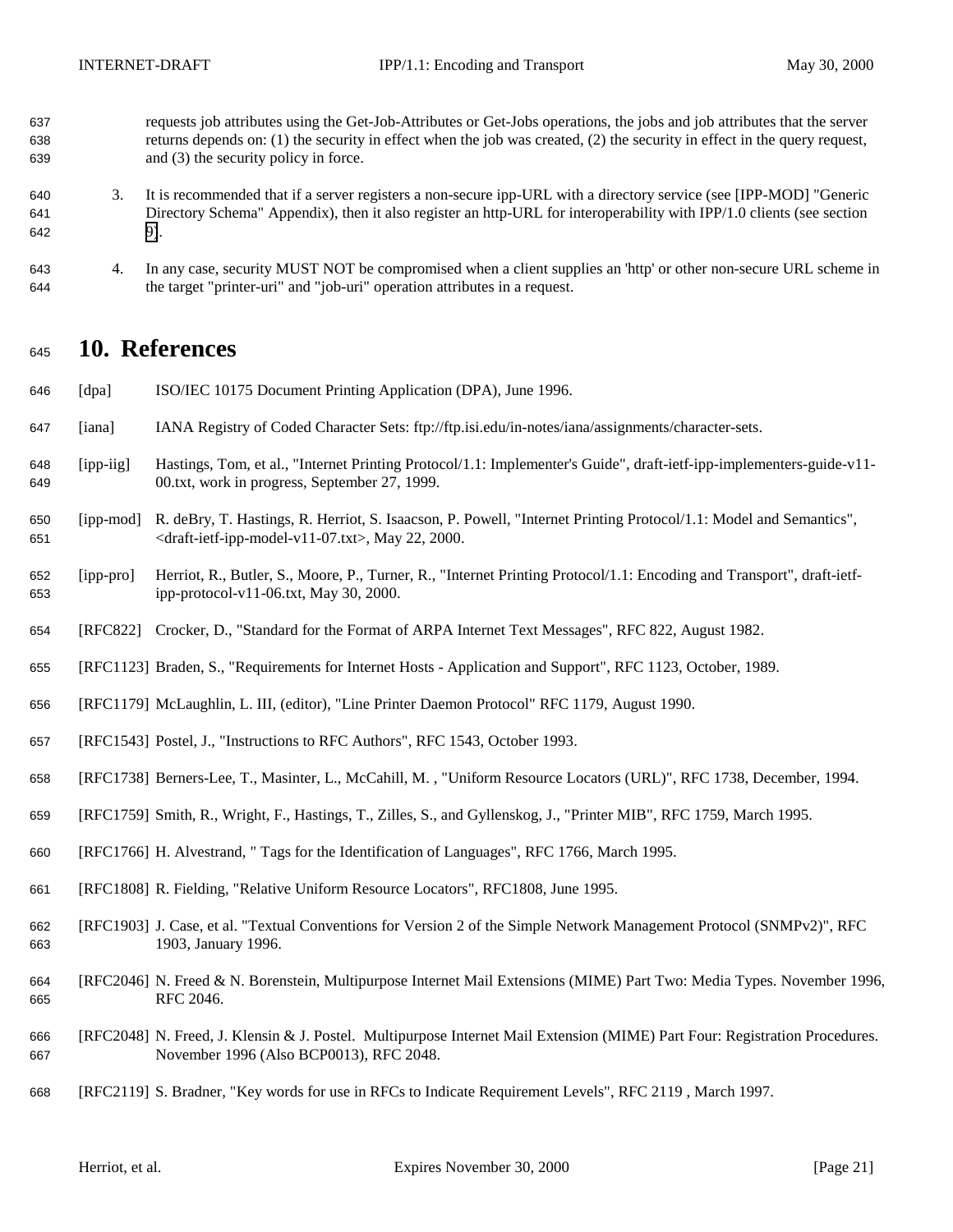requests job attributes using the Get-Job-Attributes or Get-Jobs operations, the jobs and job attributes that the server returns depends on: (1) the security in effect when the job was created, (2) the security in effect in the query request, and (3) the security policy in force.

3. It is recommended that if a server registers a non-secure ipp-URL with a directory service (see [IPP-MOD] "Generic Directory Schema" Appendix), then it also register an http-URL for interoperability with IPP/1.0 clients (see section 9).

4. In any case, security MUST NOT be compromised when a client supplies an 'http' or other non-secure URL scheme in the target "printer-uri" and "job-uri" operation attributes in a request.

# 10. References

[dpa] ISO/IEC 10175 Document Printing Application (DPA), June 1996.

[iana] IANA Registry of Coded Character Sets: ftp://ftp.isi.edu/in-notes/iana/assignments/character-sets.

[ipp-iig] Hastings, Tom, et al., "Internet Printing Protocol/1.1: Implementer's Guide", draft-ietf-ipp-implementers-guide-v11-00.txt, work in progress, September 27, 1999.

[ipp-mod] R. deBry, T. Hastings, R. Herriot, S. Isaacson, P. Powell, "Internet Printing Protocol/1.1: Model and Semantics", <draft-ietf-ipp-model-v11-07.txt>, May 22, 2000.

[ipp-pro] Herriot, R., Butler, S., Moore, P., Turner, R., "Internet Printing Protocol/1.1: Encoding and Transport", draft-ietf-ipp-protocol-v11-06.txt, May 30, 2000.

[RFC822] Crocker, D., "Standard for the Format of ARPA Internet Text Messages", RFC 822, August 1982.

[RFC1123] Braden, S., "Requirements for Internet Hosts - Application and Support", RFC 1123, October, 1989.

[RFC1179] McLaughlin, L. III, (editor), "Line Printer Daemon Protocol" RFC 1179, August 1990.

[RFC1543] Postel, J., "Instructions to RFC Authors", RFC 1543, October 1993.

[RFC1738] Berners-Lee, T., Masinter, L., McCahill, M. , "Uniform Resource Locators (URL)", RFC 1738, December, 1994.

[RFC1759] Smith, R., Wright, F., Hastings, T., Zilles, S., and Gyllenskog, J., "Printer MIB", RFC 1759, March 1995.

[RFC1766] H. Alvestrand, " Tags for the Identification of Languages", RFC 1766, March 1995.

[RFC1808] R. Fielding, "Relative Uniform Resource Locators", RFC1808, June 1995.

[RFC1903] J. Case, et al. "Textual Conventions for Version 2 of the Simple Network Management Protocol (SNMPv2)", RFC 1903, January 1996.

[RFC2046] N. Freed & N. Borenstein, Multipurpose Internet Mail Extensions (MIME) Part Two: Media Types. November 1996, RFC 2046.

[RFC2048] N. Freed, J. Klensin & J. Postel. Multipurpose Internet Mail Extension (MIME) Part Four: Registration Procedures. November 1996 (Also BCP0013), RFC 2048.

[RFC2119] S. Bradner, "Key words for use in RFCs to Indicate Requirement Levels", RFC 2119 , March 1997.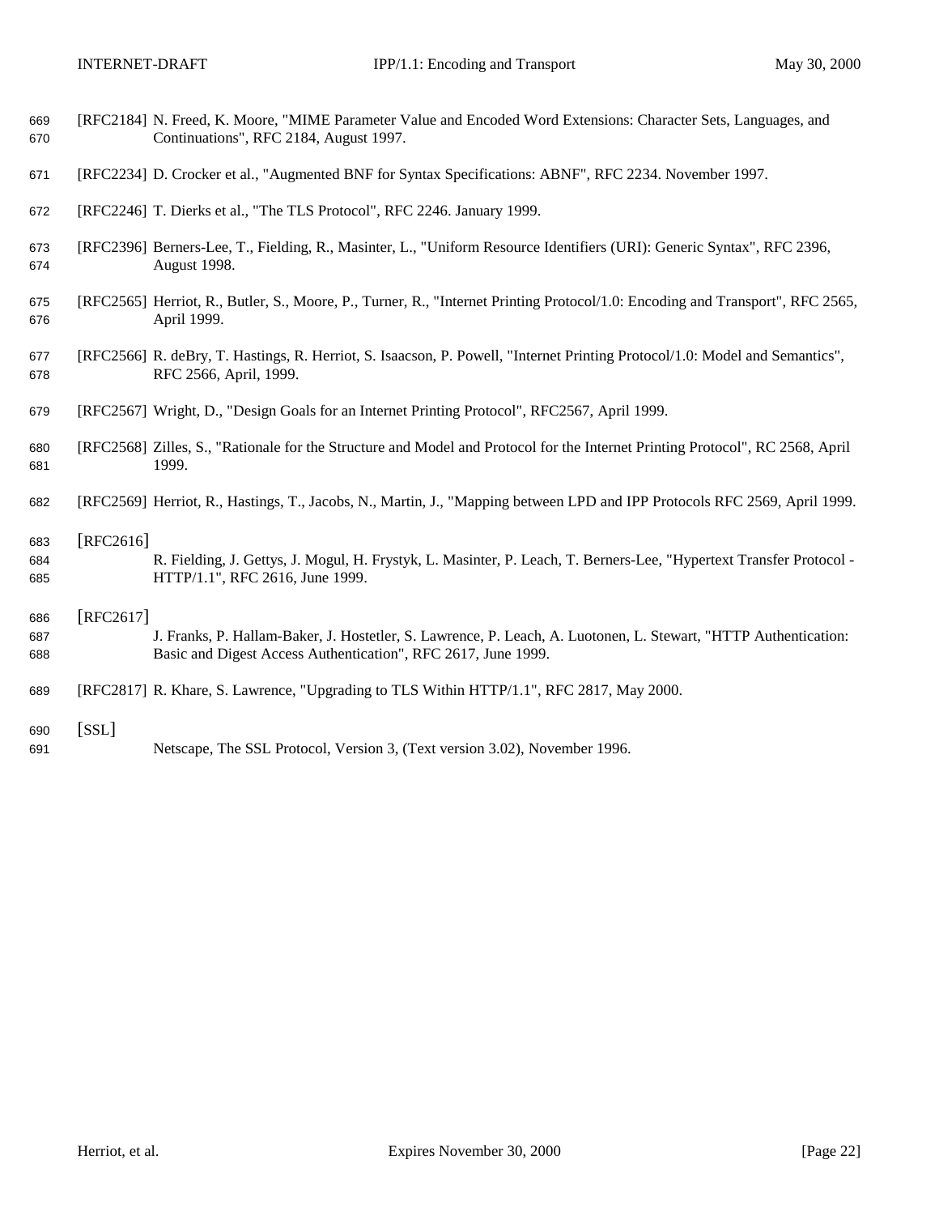[RFC2184] N. Freed, K. Moore, "MIME Parameter Value and Encoded Word Extensions: Character Sets, Languages, and Continuations", RFC 2184, August 1997.

[RFC2234] D. Crocker et al., "Augmented BNF for Syntax Specifications: ABNF", RFC 2234. November 1997.

[RFC2246] T. Dierks et al., "The TLS Protocol", RFC 2246. January 1999.

[RFC2396] Berners-Lee, T., Fielding, R., Masinter, L., "Uniform Resource Identifiers (URI): Generic Syntax", RFC 2396, August 1998.

[RFC2565] Herriot, R., Butler, S., Moore, P., Turner, R., "Internet Printing Protocol/1.0: Encoding and Transport", RFC 2565, April 1999.

[RFC2566] R. deBry, T. Hastings, R. Herriot, S. Isaacson, P. Powell, "Internet Printing Protocol/1.0: Model and Semantics", RFC 2566, April, 1999.

[RFC2567] Wright, D., "Design Goals for an Internet Printing Protocol", RFC2567, April 1999.

[RFC2568] Zilles, S., "Rationale for the Structure and Model and Protocol for the Internet Printing Protocol", RC 2568, April 1999.

[RFC2569] Herriot, R., Hastings, T., Jacobs, N., Martin, J., "Mapping between LPD and IPP Protocols RFC 2569, April 1999.

[RFC2616]
R. Fielding, J. Gettys, J. Mogul, H. Frystyk, L. Masinter, P. Leach, T. Berners-Lee, "Hypertext Transfer Protocol - HTTP/1.1", RFC 2616, June 1999.

[RFC2617]
J. Franks, P. Hallam-Baker, J. Hostetler, S. Lawrence, P. Leach, A. Luotonen, L. Stewart, "HTTP Authentication: Basic and Digest Access Authentication", RFC 2617, June 1999.

[RFC2817] R. Khare, S. Lawrence, "Upgrading to TLS Within HTTP/1.1", RFC 2817, May 2000.

[SSL]
Netscape, The SSL Protocol, Version 3, (Text version 3.02), November 1996.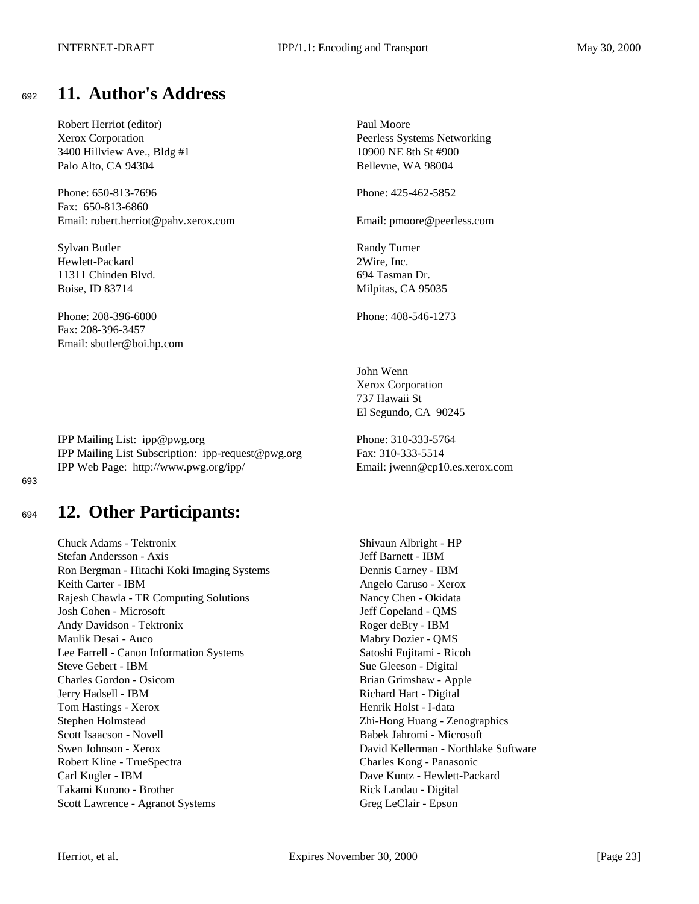# 11. Author's Address

Robert Herriot (editor)
Xerox Corporation
3400 Hillview Ave., Bldg #1
Palo Alto, CA 94304

Phone: 650-813-7696
Fax: 650-813-6860
Email: robert.herriot@pahv.xerox.com

Sylvan Butler
Hewlett-Packard
11311 Chinden Blvd.
Boise, ID 83714

Phone: 208-396-6000
Fax: 208-396-3457
Email: sbutler@boi.hp.com

Paul Moore
Peerless Systems Networking
10900 NE 8th St #900
Bellevue, WA 98004

Phone: 425-462-5852

Email: pmoore@peerless.com

Randy Turner
2Wire, Inc.
694 Tasman Dr.
Milpitas, CA 95035

Phone: 408-546-1273

John Wenn
Xerox Corporation
737 Hawaii St
El Segundo, CA 90245

Phone: 310-333-5764
Fax: 310-333-5514
Email: jwenn@cp10.es.xerox.com

IPP Mailing List: ipp@pwg.org
IPP Mailing List Subscription: ipp-request@pwg.org
IPP Web Page: http://www.pwg.org/ipp/

# 12. Other Participants:

Chuck Adams - Tektronix
Stefan Andersson - Axis
Ron Bergman - Hitachi Koki Imaging Systems
Keith Carter - IBM
Rajesh Chawla - TR Computing Solutions
Josh Cohen - Microsoft
Andy Davidson - Tektronix
Maulik Desai - Auco
Lee Farrell - Canon Information Systems
Steve Gebert - IBM
Charles Gordon - Osicom
Jerry Hadsell - IBM
Tom Hastings - Xerox
Stephen Holmstead
Scott Isaacson - Novell
Swen Johnson - Xerox
Robert Kline - TrueSpectra
Carl Kugler - IBM
Takami Kurono - Brother
Scott Lawrence - Agranot Systems
Shivaun Albright - HP
Jeff Barnett - IBM
Dennis Carney - IBM
Angelo Caruso - Xerox
Nancy Chen - Okidata
Jeff Copeland - QMS
Roger deBry - IBM
Mabry Dozier - QMS
Satoshi Fujitami - Ricoh
Sue Gleeson - Digital
Brian Grimshaw - Apple
Richard Hart - Digital
Henrik Holst - I-data
Zhi-Hong Huang - Zenographics
Babek Jahromi - Microsoft
David Kellerman - Northlake Software
Charles Kong - Panasonic
Dave Kuntz - Hewlett-Packard
Rick Landau - Digital
Greg LeClair - Epson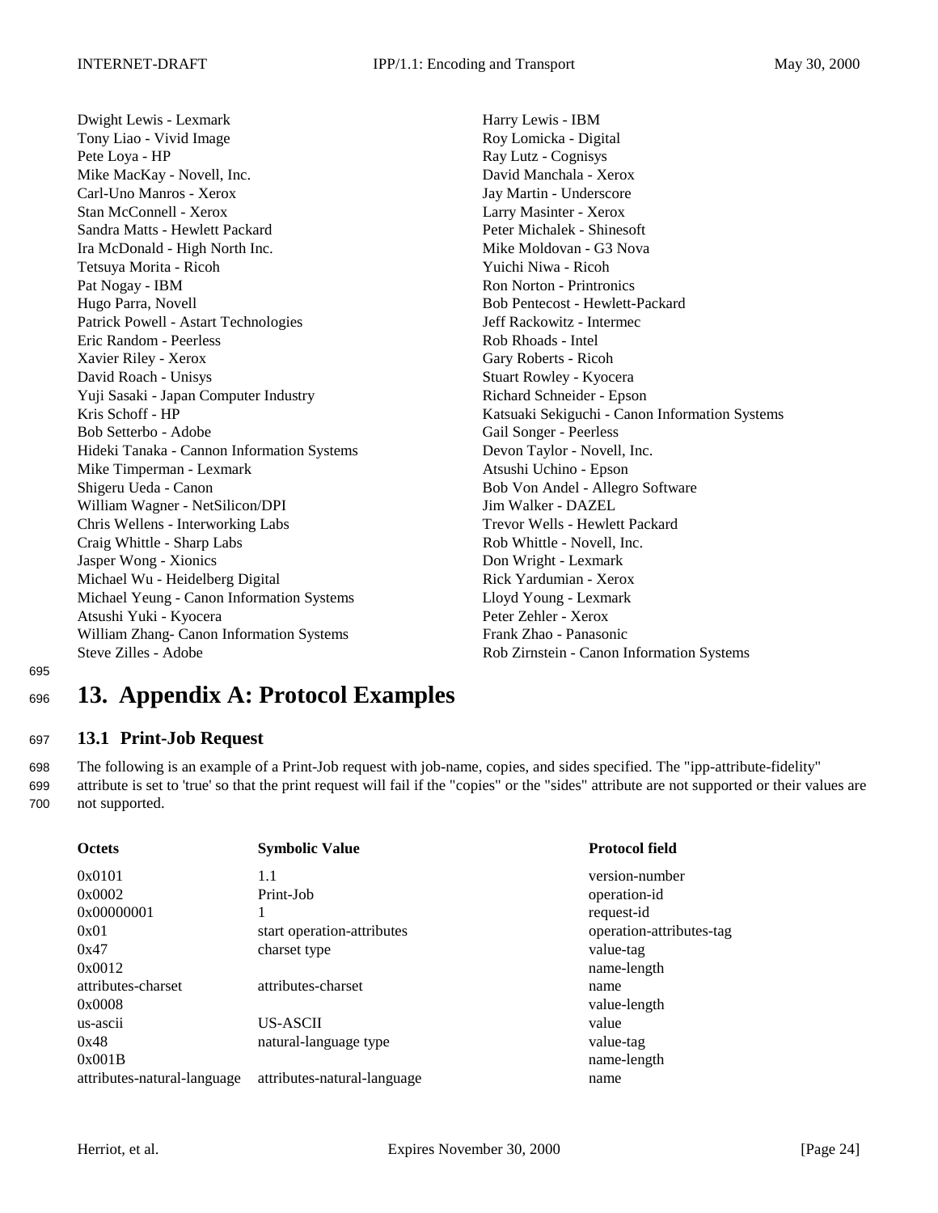Dwight Lewis - Lexmark
Harry Lewis - IBM
Tony Liao - Vivid Image
Roy Lomicka - Digital
Pete Loya - HP
Ray Lutz - Cognisys
Mike MacKay - Novell, Inc.
David Manchala - Xerox
Carl-Uno Manros - Xerox
Jay Martin - Underscore
Stan McConnell - Xerox
Larry Masinter - Xerox
Sandra Matts - Hewlett Packard
Peter Michalek - Shinesoft
Ira McDonald - High North Inc.
Mike Moldovan - G3 Nova
Tetsuya Morita - Ricoh
Yuichi Niwa - Ricoh
Pat Nogay - IBM
Ron Norton - Printronics
Hugo Parra, Novell
Bob Pentecost - Hewlett-Packard
Patrick Powell - Astart Technologies
Jeff Rackowitz - Intermec
Eric Random - Peerless
Rob Rhoads - Intel
Xavier Riley - Xerox
Gary Roberts - Ricoh
David Roach - Unisys
Stuart Rowley - Kyocera
Yuji Sasaki - Japan Computer Industry
Richard Schneider - Epson
Kris Schoff - HP
Katsuaki Sekiguchi - Canon Information Systems
Bob Setterbo - Adobe
Gail Songer - Peerless
Hideki Tanaka - Cannon Information Systems
Devon Taylor - Novell, Inc.
Mike Timperman - Lexmark
Atsushi Uchino - Epson
Shigeru Ueda - Canon
Bob Von Andel - Allegro Software
William Wagner - NetSilicon/DPI
Jim Walker - DAZEL
Chris Wellens - Interworking Labs
Trevor Wells - Hewlett Packard
Craig Whittle - Sharp Labs
Rob Whittle - Novell, Inc.
Jasper Wong - Xionics
Don Wright - Lexmark
Michael Wu - Heidelberg Digital
Rick Yardumian - Xerox
Michael Yeung - Canon Information Systems
Lloyd Young - Lexmark
Atsushi Yuki - Kyocera
Peter Zehler - Xerox
William Zhang- Canon Information Systems
Frank Zhao - Panasonic
Steve Zilles - Adobe
Rob Zirnstein - Canon Information Systems

# 13. Appendix A: Protocol Examples

## 13.1 Print-Job Request

The following is an example of a Print-Job request with job-name, copies, and sides specified. The "ipp-attribute-fidelity" attribute is set to 'true' so that the print request will fail if the "copies" or the "sides" attribute are not supported or their values are not supported.

| Octets | Symbolic Value | Protocol field |
|---|---|---|
| 0x0101 | 1.1 | version-number |
| 0x0002 | Print-Job | operation-id |
| 0x00000001 | 1 | request-id |
| 0x01 | start operation-attributes | operation-attributes-tag |
| 0x47 | charset type | value-tag |
| 0x0012 | | name-length |
| attributes-charset | attributes-charset | name |
| 0x0008 | | value-length |
| us-ascii | US-ASCII | value |
| 0x48 | natural-language type | value-tag |
| 0x001B | | name-length |
| attributes-natural-language | attributes-natural-language | name |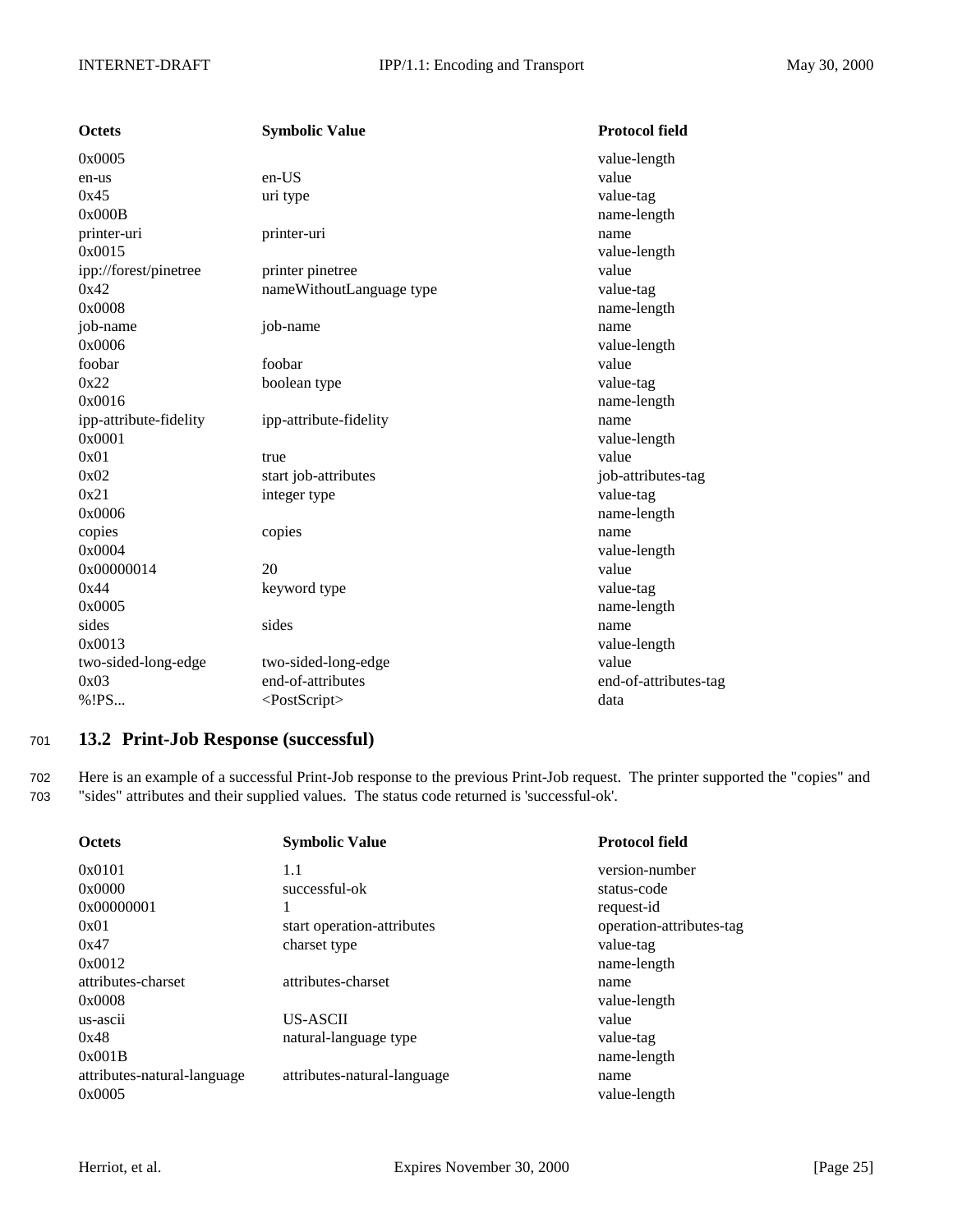| Octets | Symbolic Value | Protocol field |
| --- | --- | --- |
| 0x0005 | | value-length |
| en-us | en-US | value |
| 0x45 | uri type | value-tag |
| 0x000B | | name-length |
| printer-uri | printer-uri | name |
| 0x0015 | | value-length |
| ipp://forest/pinetree | printer pinetree | value |
| 0x42 | nameWithoutLanguage type | value-tag |
| 0x0008 | | name-length |
| job-name | job-name | name |
| 0x0006 | | value-length |
| foobar | foobar | value |
| 0x22 | boolean type | value-tag |
| 0x0016 | | name-length |
| ipp-attribute-fidelity | ipp-attribute-fidelity | name |
| 0x0001 | | value-length |
| 0x01 | true | value |
| 0x02 | start job-attributes | job-attributes-tag |
| 0x21 | integer type | value-tag |
| 0x0006 | | name-length |
| copies | copies | name |
| 0x0004 | | value-length |
| 0x00000014 | 20 | value |
| 0x44 | keyword type | value-tag |
| 0x0005 | | name-length |
| sides | sides | name |
| 0x0013 | | value-length |
| two-sided-long-edge | two-sided-long-edge | value |
| 0x03 | end-of-attributes | end-of-attributes-tag |
| %!PS... | <PostScript> | data |

## 13.2 Print-Job Response (successful)

Here is an example of a successful Print-Job response to the previous Print-Job request. The printer supported the "copies" and "sides" attributes and their supplied values. The status code returned is 'successful-ok'.

| Octets | Symbolic Value | Protocol field |
| --- | --- | --- |
| 0x0101 | 1.1 | version-number |
| 0x0000 | successful-ok | status-code |
| 0x00000001 | 1 | request-id |
| 0x01 | start operation-attributes | operation-attributes-tag |
| 0x47 | charset type | value-tag |
| 0x0012 | | name-length |
| attributes-charset | attributes-charset | name |
| 0x0008 | | value-length |
| us-ascii | US-ASCII | value |
| 0x48 | natural-language type | value-tag |
| 0x001B | | name-length |
| attributes-natural-language | attributes-natural-language | name |
| 0x0005 | | value-length |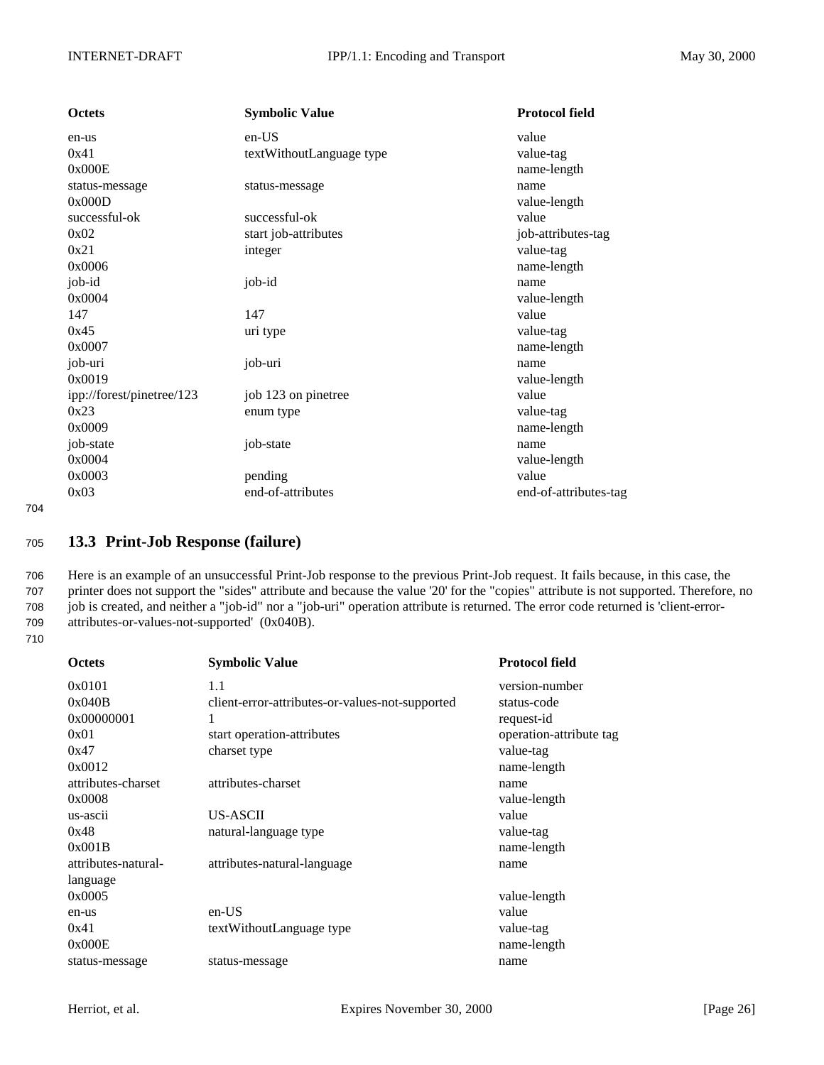| Octets | Symbolic Value | Protocol field |
|---|---|---|
| en-us | en-US | value |
| 0x41 | textWithoutLanguage type | value-tag |
| 0x000E | | name-length |
| status-message | status-message | name |
| 0x000D | | value-length |
| successful-ok | successful-ok | value |
| 0x02 | start job-attributes | job-attributes-tag |
| 0x21 | integer | value-tag |
| 0x0006 | | name-length |
| job-id | job-id | name |
| 0x0004 | | value-length |
| 147 | 147 | value |
| 0x45 | uri type | value-tag |
| 0x0007 | | name-length |
| job-uri | job-uri | name |
| 0x0019 | | value-length |
| ipp://forest/pinetree/123 | job 123 on pinetree | value |
| 0x23 | enum type | value-tag |
| 0x0009 | | name-length |
| job-state | job-state | name |
| 0x0004 | | value-length |
| 0x0003 | pending | value |
| 0x03 | end-of-attributes | end-of-attributes-tag |

## 13.3 Print-Job Response (failure)

Here is an example of an unsuccessful Print-Job response to the previous Print-Job request. It fails because, in this case, the printer does not support the "sides" attribute and because the value '20' for the "copies" attribute is not supported. Therefore, no job is created, and neither a "job-id" nor a "job-uri" operation attribute is returned. The error code returned is 'client-error-attributes-or-values-not-supported' (0x040B).

| Octets | Symbolic Value | Protocol field |
|---|---|---|
| 0x0101 | 1.1 | version-number |
| 0x040B | client-error-attributes-or-values-not-supported | status-code |
| 0x00000001 | 1 | request-id |
| 0x01 | start operation-attributes | operation-attribute tag |
| 0x47 | charset type | value-tag |
| 0x0012 | | name-length |
| attributes-charset | attributes-charset | name |
| 0x0008 | | value-length |
| us-ascii | US-ASCII | value |
| 0x48 | natural-language type | value-tag |
| 0x001B | | name-length |
| attributes-natural-language | attributes-natural-language | name |
| 0x0005 | | value-length |
| en-us | en-US | value |
| 0x41 | textWithoutLanguage type | value-tag |
| 0x000E | | name-length |
| status-message | status-message | name |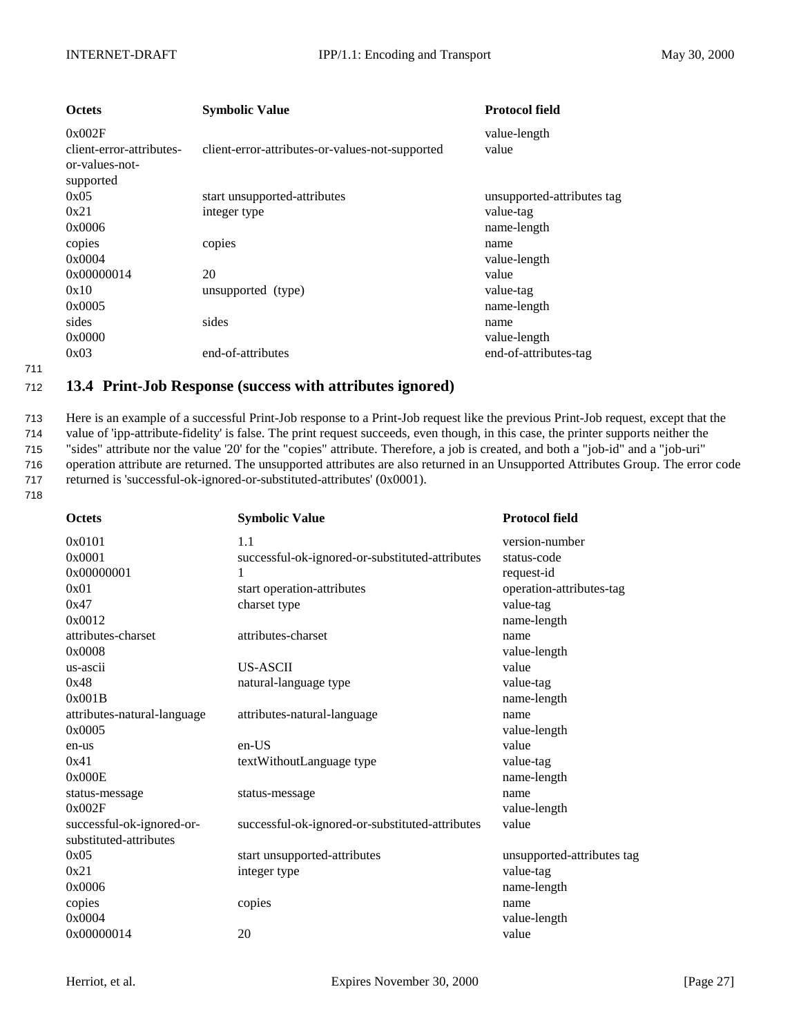| Octets | Symbolic Value | Protocol field |
|---|---|---|
| 0x002F | | value-length |
| client-error-attributes-or-values-not-supported | client-error-attributes-or-values-not-supported | value |
| 0x05 | start unsupported-attributes | unsupported-attributes tag |
| 0x21 | integer type | value-tag |
| 0x0006 | | name-length |
| copies | copies | name |
| 0x0004 | | value-length |
| 0x00000014 | 20 | value |
| 0x10 | unsupported (type) | value-tag |
| 0x0005 | | name-length |
| sides | sides | name |
| 0x0000 | | value-length |
| 0x03 | end-of-attributes | end-of-attributes-tag |

## 13.4 Print-Job Response (success with attributes ignored)

Here is an example of a successful Print-Job response to a Print-Job request like the previous Print-Job request, except that the value of 'ipp-attribute-fidelity' is false. The print request succeeds, even though, in this case, the printer supports neither the "sides" attribute nor the value '20' for the "copies" attribute. Therefore, a job is created, and both a "job-id" and a "job-uri" operation attribute are returned. The unsupported attributes are also returned in an Unsupported Attributes Group. The error code returned is 'successful-ok-ignored-or-substituted-attributes' (0x0001).

| Octets | Symbolic Value | Protocol field |
|---|---|---|
| 0x0101 | 1.1 | version-number |
| 0x0001 | successful-ok-ignored-or-substituted-attributes | status-code |
| 0x00000001 | 1 | request-id |
| 0x01 | start operation-attributes | operation-attributes-tag |
| 0x47 | charset type | value-tag |
| 0x0012 | | name-length |
| attributes-charset | attributes-charset | name |
| 0x0008 | | value-length |
| us-ascii | US-ASCII | value |
| 0x48 | natural-language type | value-tag |
| 0x001B | | name-length |
| attributes-natural-language | attributes-natural-language | name |
| 0x0005 | | value-length |
| en-us | en-US | value |
| 0x41 | textWithoutLanguage type | value-tag |
| 0x000E | | name-length |
| status-message | status-message | name |
| 0x002F | | value-length |
| successful-ok-ignored-or-substituted-attributes | successful-ok-ignored-or-substituted-attributes | value |
| 0x05 | start unsupported-attributes | unsupported-attributes tag |
| 0x21 | integer type | value-tag |
| 0x0006 | | name-length |
| copies | copies | name |
| 0x0004 | | value-length |
| 0x00000014 | 20 | value |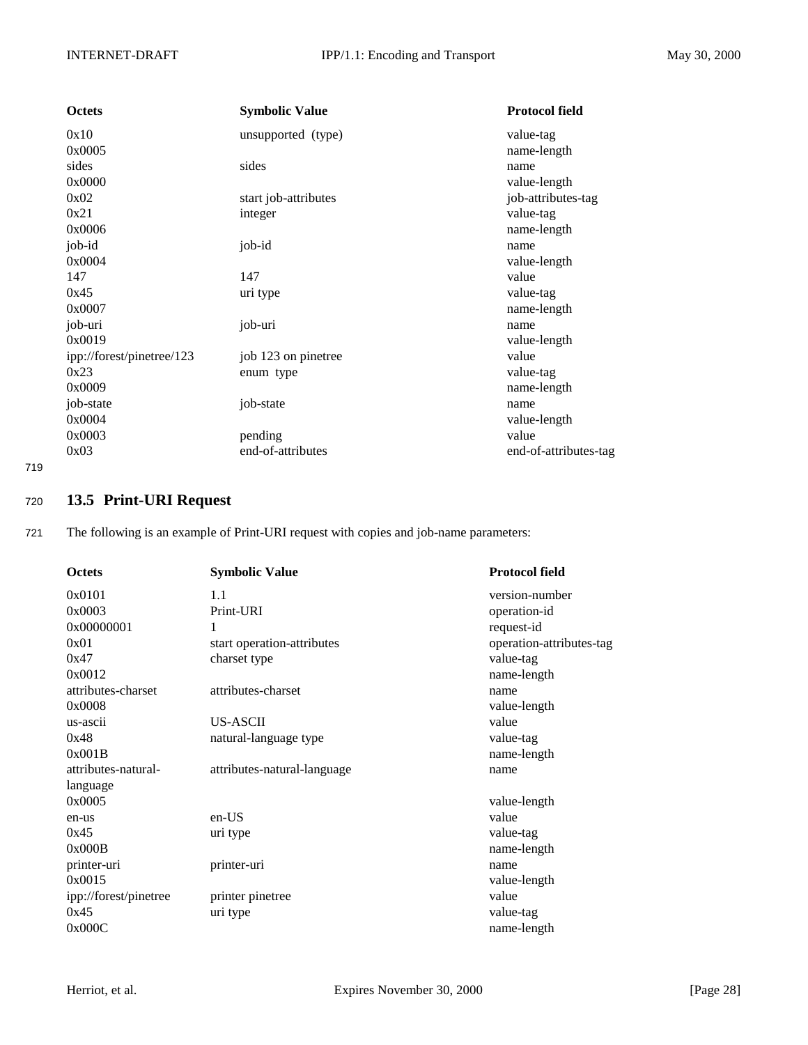| Octets | Symbolic Value | Protocol field |
|---|---|---|
| 0x10 | unsupported (type) | value-tag |
| 0x0005 | | name-length |
| sides | sides | name |
| 0x0000 | | value-length |
| 0x02 | start job-attributes | job-attributes-tag |
| 0x21 | integer | value-tag |
| 0x0006 | | name-length |
| job-id | job-id | name |
| 0x0004 | | value-length |
| 147 | 147 | value |
| 0x45 | uri type | value-tag |
| 0x0007 | | name-length |
| job-uri | job-uri | name |
| 0x0019 | | value-length |
| ipp://forest/pinetree/123 | job 123 on pinetree | value |
| 0x23 | enum type | value-tag |
| 0x0009 | | name-length |
| job-state | job-state | name |
| 0x0004 | | value-length |
| 0x0003 | pending | value |
| 0x03 | end-of-attributes | end-of-attributes-tag |

## 13.5 Print-URI Request

The following is an example of Print-URI request with copies and job-name parameters:

| Octets | Symbolic Value | Protocol field |
|---|---|---|
| 0x0101 | 1.1 | version-number |
| 0x0003 | Print-URI | operation-id |
| 0x00000001 | 1 | request-id |
| 0x01 | start operation-attributes | operation-attributes-tag |
| 0x47 | charset type | value-tag |
| 0x0012 | | name-length |
| attributes-charset | attributes-charset | name |
| 0x0008 | | value-length |
| us-ascii | US-ASCII | value |
| 0x48 | natural-language type | value-tag |
| 0x001B | | name-length |
| attributes-natural-language | attributes-natural-language | name |
| 0x0005 | | value-length |
| en-us | en-US | value |
| 0x45 | uri type | value-tag |
| 0x000B | | name-length |
| printer-uri | printer-uri | name |
| 0x0015 | | value-length |
| ipp://forest/pinetree | printer pinetree | value |
| 0x45 | uri type | value-tag |
| 0x000C | | name-length |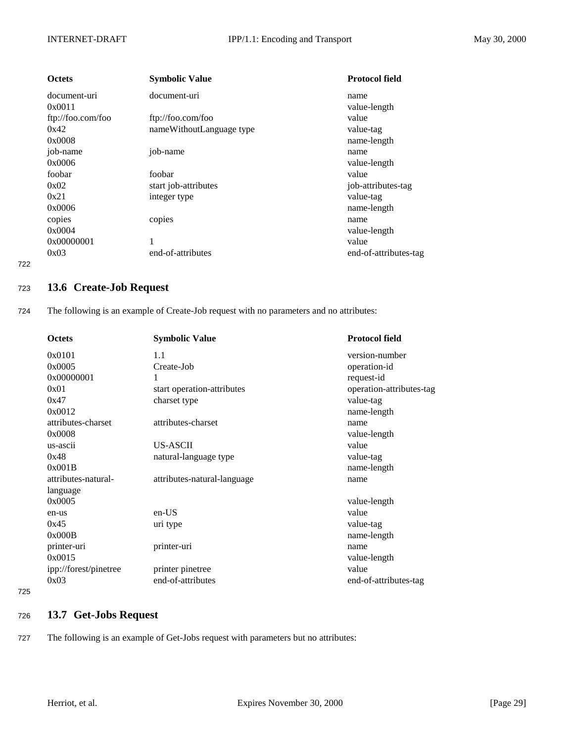| Octets | Symbolic Value | Protocol field |
|---|---|---|
| document-uri | document-uri | name |
| 0x0011 | | value-length |
| ftp://foo.com/foo | ftp://foo.com/foo | value |
| 0x42 | nameWithoutLanguage type | value-tag |
| 0x0008 | | name-length |
| job-name | job-name | name |
| 0x0006 | | value-length |
| foobar | foobar | value |
| 0x02 | start job-attributes | job-attributes-tag |
| 0x21 | integer type | value-tag |
| 0x0006 | | name-length |
| copies | copies | name |
| 0x0004 | | value-length |
| 0x00000001 | 1 | value |
| 0x03 | end-of-attributes | end-of-attributes-tag |

## 13.6 Create-Job Request

The following is an example of Create-Job request with no parameters and no attributes:

| Octets | Symbolic Value | Protocol field |
|---|---|---|
| 0x0101 | 1.1 | version-number |
| 0x0005 | Create-Job | operation-id |
| 0x00000001 | 1 | request-id |
| 0x01 | start operation-attributes | operation-attributes-tag |
| 0x47 | charset type | value-tag |
| 0x0012 | | name-length |
| attributes-charset | attributes-charset | name |
| 0x0008 | | value-length |
| us-ascii | US-ASCII | value |
| 0x48 | natural-language type | value-tag |
| 0x001B | | name-length |
| attributes-natural-language | attributes-natural-language | name |
| 0x0005 | | value-length |
| en-us | en-US | value |
| 0x45 | uri type | value-tag |
| 0x000B | | name-length |
| printer-uri | printer-uri | name |
| 0x0015 | | value-length |
| ipp://forest/pinetree | printer pinetree | value |
| 0x03 | end-of-attributes | end-of-attributes-tag |

## 13.7 Get-Jobs Request

The following is an example of Get-Jobs request with parameters but no attributes: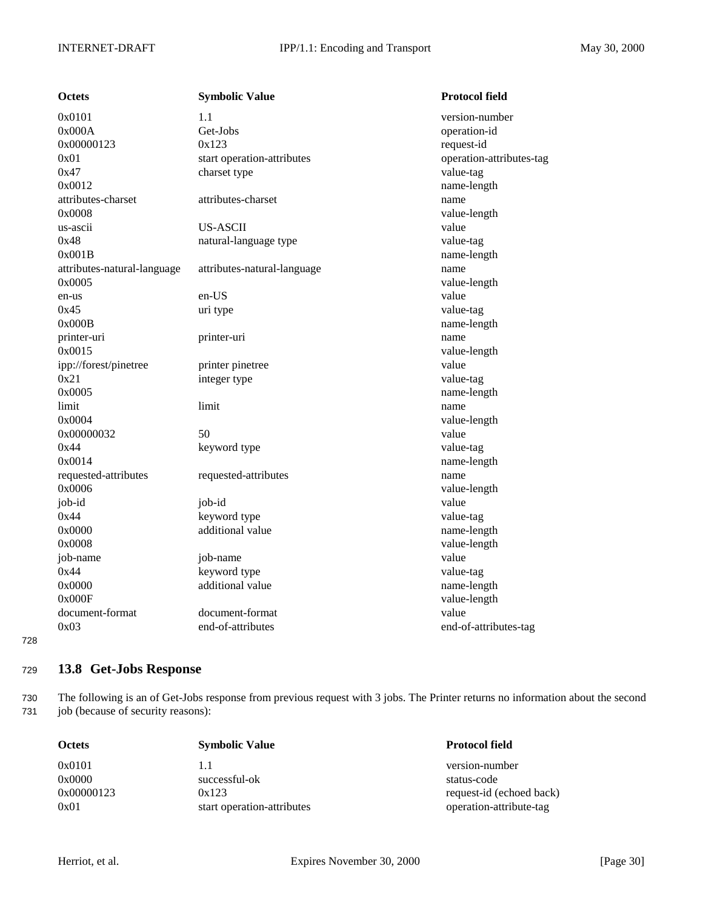| Octets | Symbolic Value | Protocol field |
|---|---|---|
| 0x0101 | 1.1 | version-number |
| 0x000A | Get-Jobs | operation-id |
| 0x00000123 | 0x123 | request-id |
| 0x01 | start operation-attributes | operation-attributes-tag |
| 0x47 | charset type | value-tag |
| 0x0012 | | name-length |
| attributes-charset | attributes-charset | name |
| 0x0008 | | value-length |
| us-ascii | US-ASCII | value |
| 0x48 | natural-language type | value-tag |
| 0x001B | | name-length |
| attributes-natural-language | attributes-natural-language | name |
| 0x0005 | | value-length |
| en-us | en-US | value |
| 0x45 | uri type | value-tag |
| 0x000B | | name-length |
| printer-uri | printer-uri | name |
| 0x0015 | | value-length |
| ipp://forest/pinetree | printer pinetree | value |
| 0x21 | integer type | value-tag |
| 0x0005 | | name-length |
| limit | limit | name |
| 0x0004 | | value-length |
| 0x00000032 | 50 | value |
| 0x44 | keyword type | value-tag |
| 0x0014 | | name-length |
| requested-attributes | requested-attributes | name |
| 0x0006 | | value-length |
| job-id | job-id | value |
| 0x44 | keyword type | value-tag |
| 0x0000 | additional value | name-length |
| 0x0008 | | value-length |
| job-name | job-name | value |
| 0x44 | keyword type | value-tag |
| 0x0000 | additional value | name-length |
| 0x000F | | value-length |
| document-format | document-format | value |
| 0x03 | end-of-attributes | end-of-attributes-tag |

## 13.8 Get-Jobs Response

The following is an of Get-Jobs response from previous request with 3 jobs. The Printer returns no information about the second job (because of security reasons):

| Octets | Symbolic Value | Protocol field |
|---|---|---|
| 0x0101 | 1.1 | version-number |
| 0x0000 | successful-ok | status-code |
| 0x00000123 | 0x123 | request-id (echoed back) |
| 0x01 | start operation-attributes | operation-attribute-tag |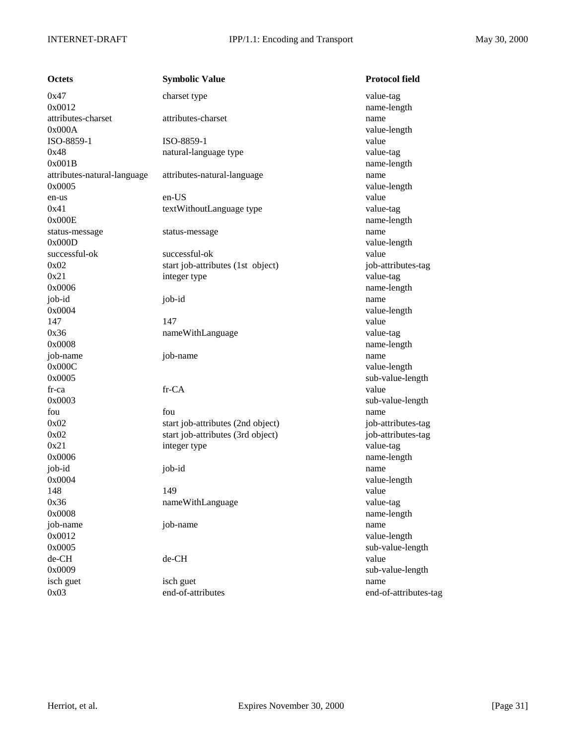| Octets | Symbolic Value | Protocol field |
|---|---|---|
| 0x47 | charset type | value-tag |
| 0x0012 | | name-length |
| attributes-charset | attributes-charset | name |
| 0x000A | | value-length |
| ISO-8859-1 | ISO-8859-1 | value |
| 0x48 | natural-language type | value-tag |
| 0x001B | | name-length |
| attributes-natural-language | attributes-natural-language | name |
| 0x0005 | | value-length |
| en-us | en-US | value |
| 0x41 | textWithoutLanguage type | value-tag |
| 0x000E | | name-length |
| status-message | status-message | name |
| 0x000D | | value-length |
| successful-ok | successful-ok | value |
| 0x02 | start job-attributes (1st object) | job-attributes-tag |
| 0x21 | integer type | value-tag |
| 0x0006 | | name-length |
| job-id | job-id | name |
| 0x0004 | | value-length |
| 147 | 147 | value |
| 0x36 | nameWithLanguage | value-tag |
| 0x0008 | | name-length |
| job-name | job-name | name |
| 0x000C | | value-length |
| 0x0005 | | sub-value-length |
| fr-ca | fr-CA | value |
| 0x0003 | | sub-value-length |
| fou | fou | name |
| 0x02 | start job-attributes (2nd object) | job-attributes-tag |
| 0x02 | start job-attributes (3rd object) | job-attributes-tag |
| 0x21 | integer type | value-tag |
| 0x0006 | | name-length |
| job-id | job-id | name |
| 0x0004 | | value-length |
| 148 | 149 | value |
| 0x36 | nameWithLanguage | value-tag |
| 0x0008 | | name-length |
| job-name | job-name | name |
| 0x0012 | | value-length |
| 0x0005 | | sub-value-length |
| de-CH | de-CH | value |
| 0x0009 | | sub-value-length |
| isch guet | isch guet | name |
| 0x03 | end-of-attributes | end-of-attributes-tag |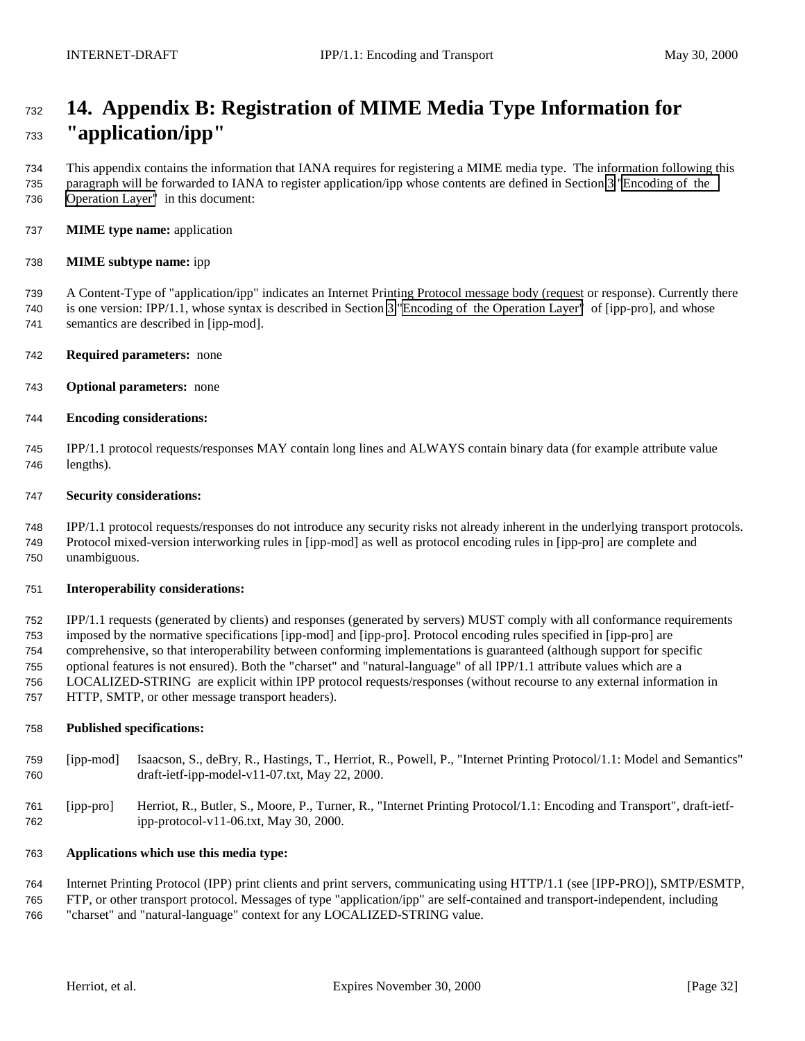# 14. Appendix B: Registration of MIME Media Type Information for "application/ipp"

This appendix contains the information that IANA requires for registering a MIME media type. The information following this paragraph will be forwarded to IANA to register application/ipp whose contents are defined in Section 3 "Encoding of the Operation Layer" in this document:

**MIME type name:** application

**MIME subtype name:** ipp

A Content-Type of "application/ipp" indicates an Internet Printing Protocol message body (request or response). Currently there is one version: IPP/1.1, whose syntax is described in Section 3 "Encoding of the Operation Layer" of [ipp-pro], and whose semantics are described in [ipp-mod].

**Required parameters:** none

**Optional parameters:** none

**Encoding considerations:**

IPP/1.1 protocol requests/responses MAY contain long lines and ALWAYS contain binary data (for example attribute value lengths).

**Security considerations:**

IPP/1.1 protocol requests/responses do not introduce any security risks not already inherent in the underlying transport protocols. Protocol mixed-version interworking rules in [ipp-mod] as well as protocol encoding rules in [ipp-pro] are complete and unambiguous.

**Interoperability considerations:**

IPP/1.1 requests (generated by clients) and responses (generated by servers) MUST comply with all conformance requirements imposed by the normative specifications [ipp-mod] and [ipp-pro]. Protocol encoding rules specified in [ipp-pro] are comprehensive, so that interoperability between conforming implementations is guaranteed (although support for specific optional features is not ensured). Both the "charset" and "natural-language" of all IPP/1.1 attribute values which are a LOCALIZED-STRING are explicit within IPP protocol requests/responses (without recourse to any external information in HTTP, SMTP, or other message transport headers).

**Published specifications:**

[ipp-mod] Isaacson, S., deBry, R., Hastings, T., Herriot, R., Powell, P., "Internet Printing Protocol/1.1: Model and Semantics" draft-ietf-ipp-model-v11-07.txt, May 22, 2000.

[ipp-pro] Herriot, R., Butler, S., Moore, P., Turner, R., "Internet Printing Protocol/1.1: Encoding and Transport", draft-ietf-ipp-protocol-v11-06.txt, May 30, 2000.

**Applications which use this media type:**

Internet Printing Protocol (IPP) print clients and print servers, communicating using HTTP/1.1 (see [IPP-PRO]), SMTP/ESMTP, FTP, or other transport protocol. Messages of type "application/ipp" are self-contained and transport-independent, including "charset" and "natural-language" context for any LOCALIZED-STRING value.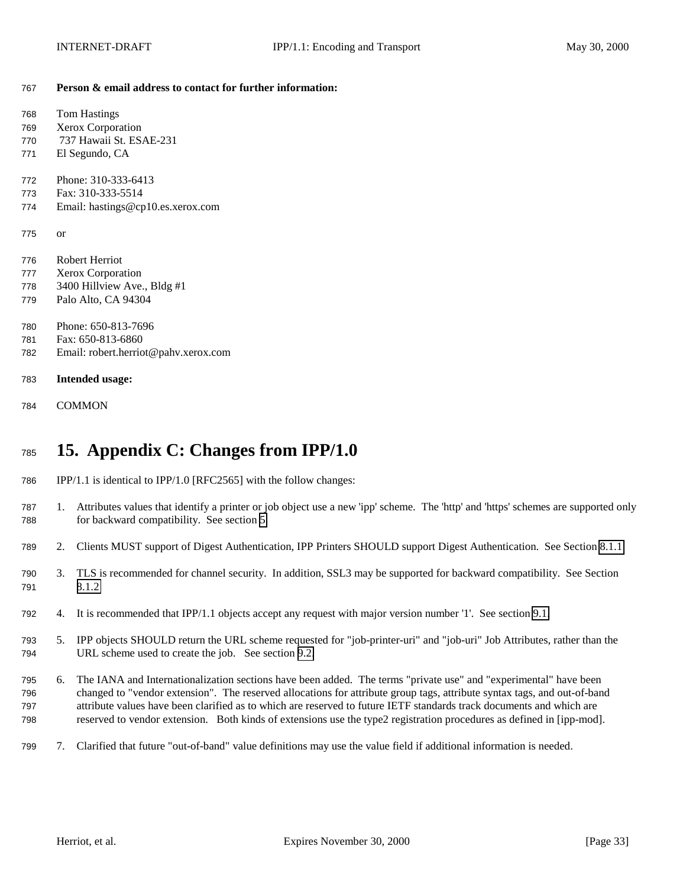**Person & email address to contact for further information:**

Tom Hastings
Xerox Corporation
737 Hawaii St. ESAE-231
El Segundo, CA

Phone: 310-333-6413
Fax: 310-333-5514
Email: hastings@cp10.es.xerox.com

or

Robert Herriot
Xerox Corporation
3400 Hillview Ave., Bldg #1
Palo Alto, CA 94304

Phone: 650-813-7696
Fax: 650-813-6860
Email: robert.herriot@pahv.xerox.com

**Intended usage:**

COMMON

# 15. Appendix C: Changes from IPP/1.0

IPP/1.1 is identical to IPP/1.0 [RFC2565] with the follow changes:

1. Attributes values that identify a printer or job object use a new 'ipp' scheme. The 'http' and 'https' schemes are supported only for backward compatibility. See section 5
2. Clients MUST support of Digest Authentication, IPP Printers SHOULD support Digest Authentication. See Section 8.1.1
3. TLS is recommended for channel security. In addition, SSL3 may be supported for backward compatibility. See Section 8.1.2
4. It is recommended that IPP/1.1 objects accept any request with major version number '1'. See section 9.1
5. IPP objects SHOULD return the URL scheme requested for "job-printer-uri" and "job-uri" Job Attributes, rather than the URL scheme used to create the job. See section 9.2
6. The IANA and Internationalization sections have been added. The terms "private use" and "experimental" have been changed to "vendor extension". The reserved allocations for attribute group tags, attribute syntax tags, and out-of-band attribute values have been clarified as to which are reserved to future IETF standards track documents and which are reserved to vendor extension. Both kinds of extensions use the type2 registration procedures as defined in [ipp-mod].
7. Clarified that future "out-of-band" value definitions may use the value field if additional information is needed.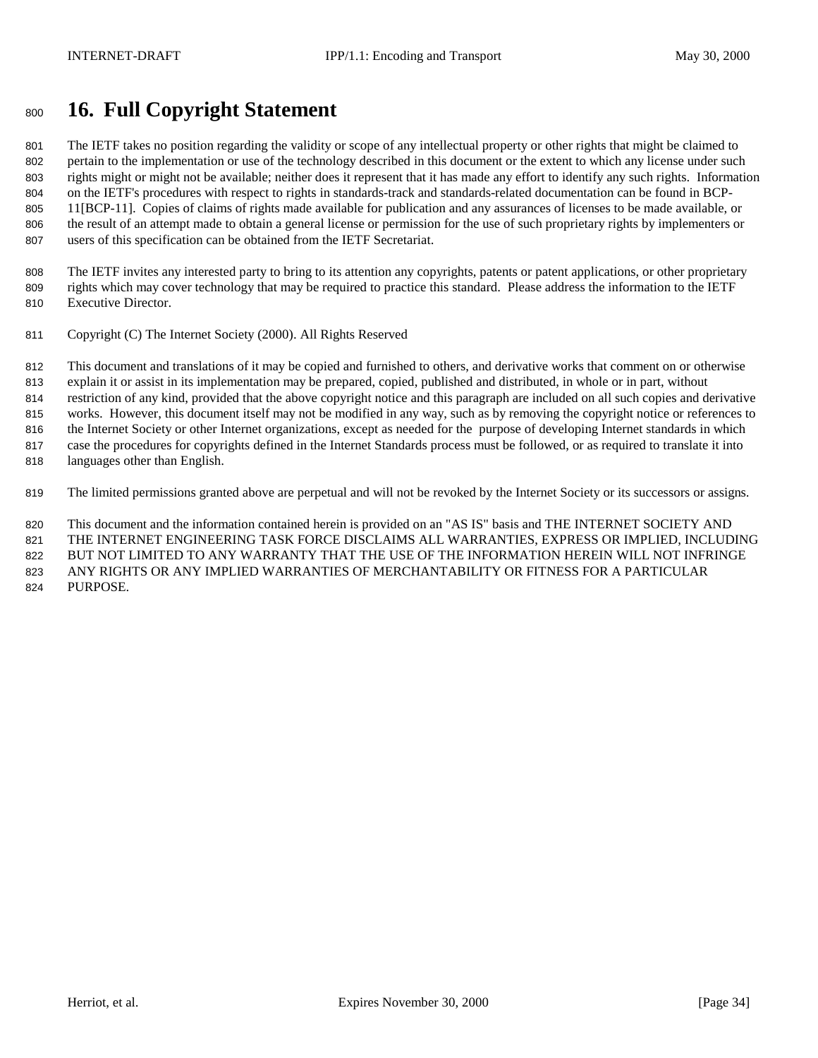# 16. Full Copyright Statement

The IETF takes no position regarding the validity or scope of any intellectual property or other rights that might be claimed to pertain to the implementation or use of the technology described in this document or the extent to which any license under such rights might or might not be available; neither does it represent that it has made any effort to identify any such rights. Information on the IETF's procedures with respect to rights in standards-track and standards-related documentation can be found in BCP-11[BCP-11]. Copies of claims of rights made available for publication and any assurances of licenses to be made available, or the result of an attempt made to obtain a general license or permission for the use of such proprietary rights by implementers or users of this specification can be obtained from the IETF Secretariat.

The IETF invites any interested party to bring to its attention any copyrights, patents or patent applications, or other proprietary rights which may cover technology that may be required to practice this standard. Please address the information to the IETF Executive Director.

Copyright (C) The Internet Society (2000). All Rights Reserved

This document and translations of it may be copied and furnished to others, and derivative works that comment on or otherwise explain it or assist in its implementation may be prepared, copied, published and distributed, in whole or in part, without restriction of any kind, provided that the above copyright notice and this paragraph are included on all such copies and derivative works. However, this document itself may not be modified in any way, such as by removing the copyright notice or references to the Internet Society or other Internet organizations, except as needed for the purpose of developing Internet standards in which case the procedures for copyrights defined in the Internet Standards process must be followed, or as required to translate it into languages other than English.

The limited permissions granted above are perpetual and will not be revoked by the Internet Society or its successors or assigns.

This document and the information contained herein is provided on an "AS IS" basis and THE INTERNET SOCIETY AND THE INTERNET ENGINEERING TASK FORCE DISCLAIMS ALL WARRANTIES, EXPRESS OR IMPLIED, INCLUDING BUT NOT LIMITED TO ANY WARRANTY THAT THE USE OF THE INFORMATION HEREIN WILL NOT INFRINGE ANY RIGHTS OR ANY IMPLIED WARRANTIES OF MERCHANTABILITY OR FITNESS FOR A PARTICULAR PURPOSE.